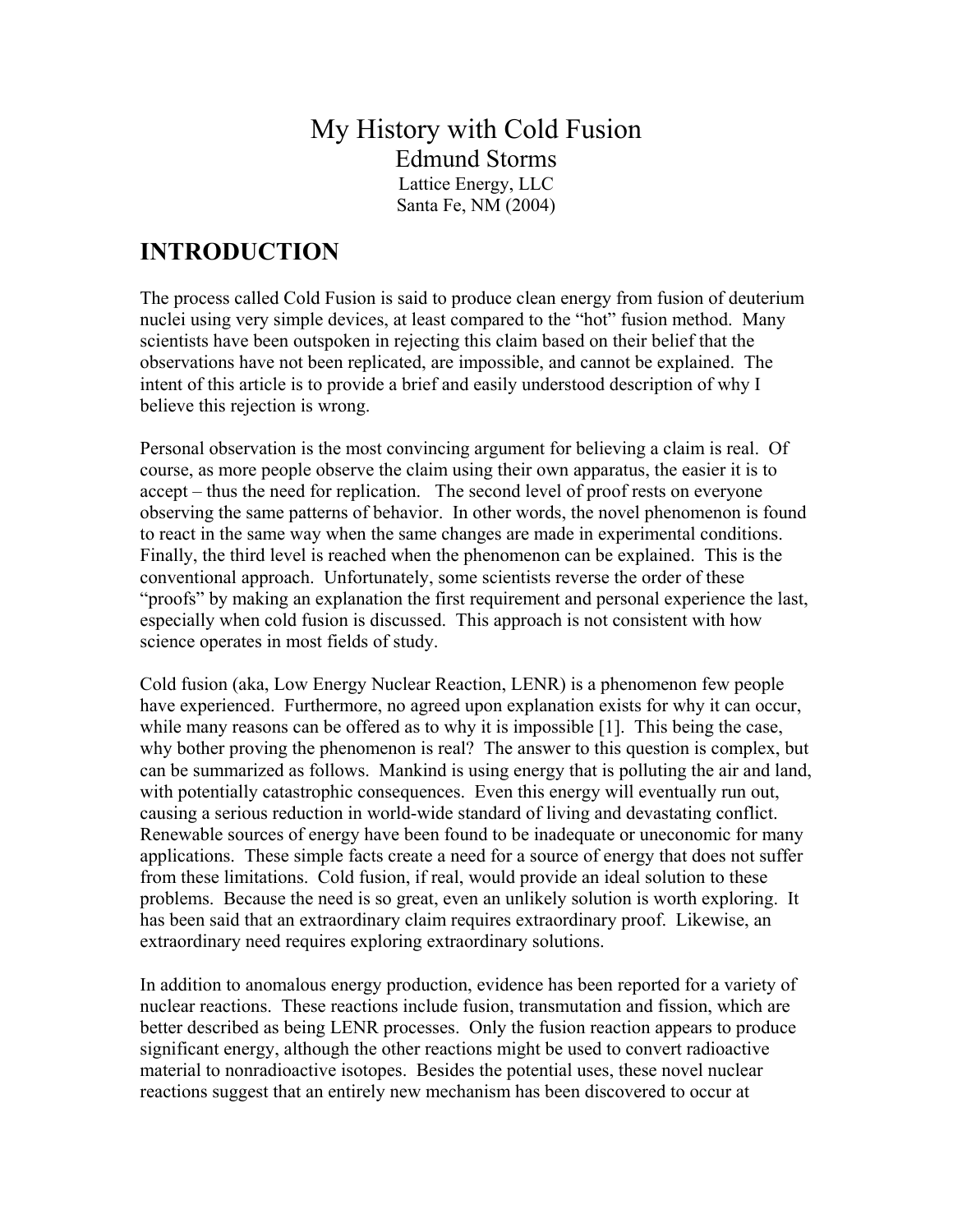# My History with Cold Fusion

Edmund Storms

Lattice Energy, LLC

Santa Fe, NM (2004)

## INTRODUCTION

The process called Cold Fusion is said to produce clean energy from fusion of deuterium nuclei using very simple devices, at least compared to the "hot" fusion method. Many scientists have been outspoken in rejecting this claim based on their belief that the observations have not been replicated, are impossible, and cannot be explained. The intent of this article is to provide a brief and easily understood description of why I believe this rejection is wrong.

Personal observation is the most convincing argument for believing a claim is real. Of course, as more people observe the claim using their own apparatus, the easier it is to accept – thus the need for replication. The second level of proof rests on everyone observing the same patterns of behavior. In other words, the novel phenomenon is found to react in the same way when the same changes are made in experimental conditions. Finally, the third level is reached when the phenomenon can be explained. This is the conventional approach. Unfortunately, some scientists reverse the order of these "proofs" by making an explanation the first requirement and personal experience the last, especially when cold fusion is discussed. This approach is not consistent with how science operates in most fields of study.

Cold fusion (aka, Low Energy Nuclear Reaction, LENR) is a phenomenon few people have experienced. Furthermore, no agreed upon explanation exists for why it can occur, while many reasons can be offered as to why it is impossible [1]. This being the case, why bother proving the phenomenon is real? The answer to this question is complex, but can be summarized as follows. Mankind is using energy that is polluting the air and land, with potentially catastrophic consequences. Even this energy will eventually run out, causing a serious reduction in world-wide standard of living and devastating conflict. Renewable sources of energy have been found to be inadequate or uneconomic for many applications. These simple facts create a need for a source of energy that does not suffer from these limitations. Cold fusion, if real, would provide an ideal solution to these problems. Because the need is so great, even an unlikely solution is worth exploring. It has been said that an extraordinary claim requires extraordinary proof. Likewise, an extraordinary need requires exploring extraordinary solutions.

In addition to anomalous energy production, evidence has been reported for a variety of nuclear reactions. These reactions include fusion, transmutation and fission, which are better described as being LENR processes. Only the fusion reaction appears to produce significant energy, although the other reactions might be used to convert radioactive material to nonradioactive isotopes. Besides the potential uses, these novel nuclear reactions suggest that an entirely new mechanism has been discovered to occur at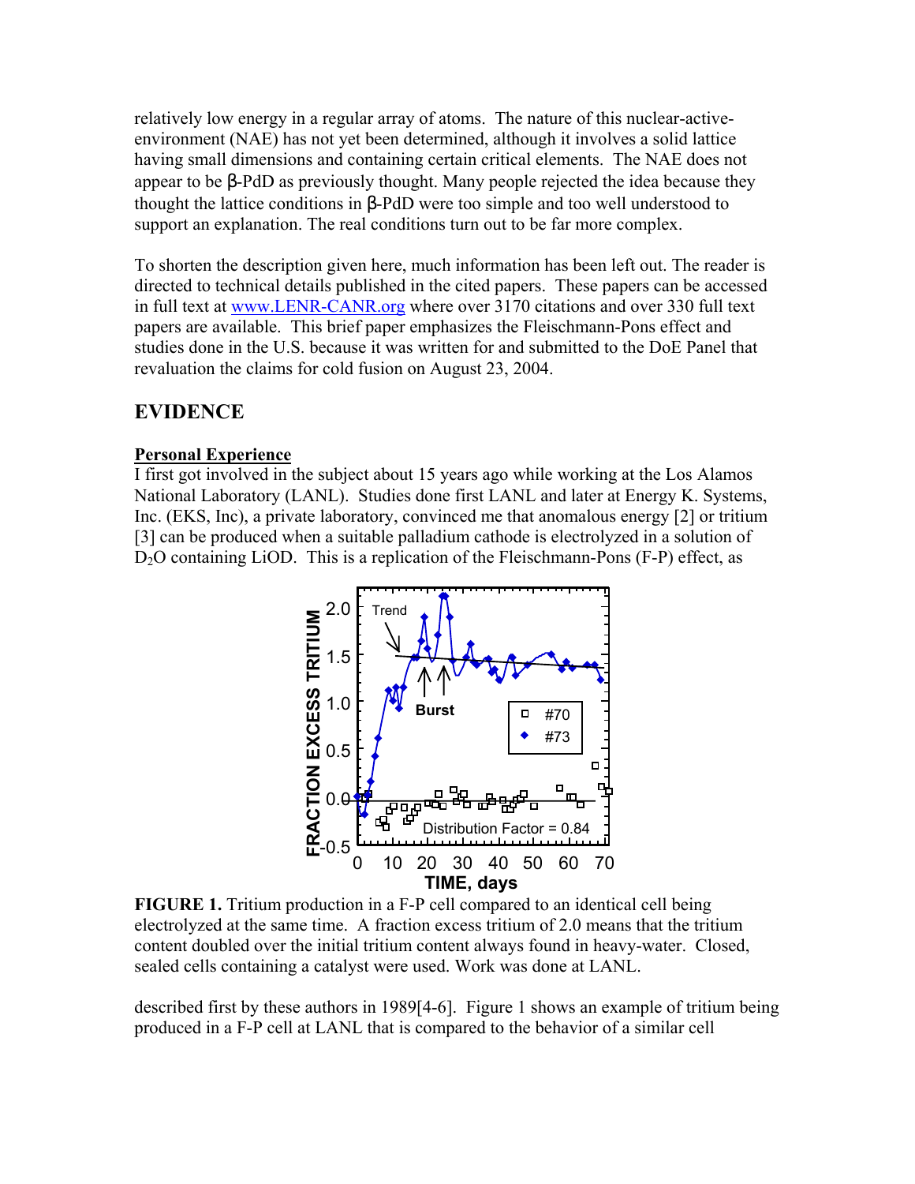relatively low energy in a regular array of atoms. The nature of this nuclear-active-environment (NAE) has not yet been determined, although it involves a solid lattice having small dimensions and containing certain critical elements. The NAE does not appear to be β-PdD as previously thought. Many people rejected the idea because they thought the lattice conditions in β-PdD were too simple and too well understood to support an explanation. The real conditions turn out to be far more complex.

To shorten the description given here, much information has been left out. The reader is directed to technical details published in the cited papers. These papers can be accessed in full text at [www.LENR-CANR.org](http://www.LENR-CANR.org) where over 3170 citations and over 330 full text papers are available. This brief paper emphasizes the Fleischmann-Pons effect and studies done in the U.S. because it was written for and submitted to the DoE Panel that revaluation the claims for cold fusion on August 23, 2004.

## EVIDENCE

### Personal Experience

I first got involved in the subject about 15 years ago while working at the Los Alamos National Laboratory (LANL). Studies done first LANL and later at Energy K. Systems, Inc. (EKS, Inc), a private laboratory, convinced me that anomalous energy [2] or tritium [3] can be produced when a suitable palladium cathode is electrolyzed in a solution of $D_2O$ containing LiOD. This is a replication of the Fleischmann-Pons (F-P) effect, as

**FIGURE 1.** Tritium production in a F-P cell compared to an identical cell being electrolyzed at the same time. A fraction excess tritium of 2.0 means that the tritium content doubled over the initial tritium content always found in heavy-water. Closed, sealed cells containing a catalyst were used. Work was done at LANL.

described first by these authors in 1989[4-6]. Figure 1 shows an example of tritium being produced in a F-P cell at LANL that is compared to the behavior of a similar cell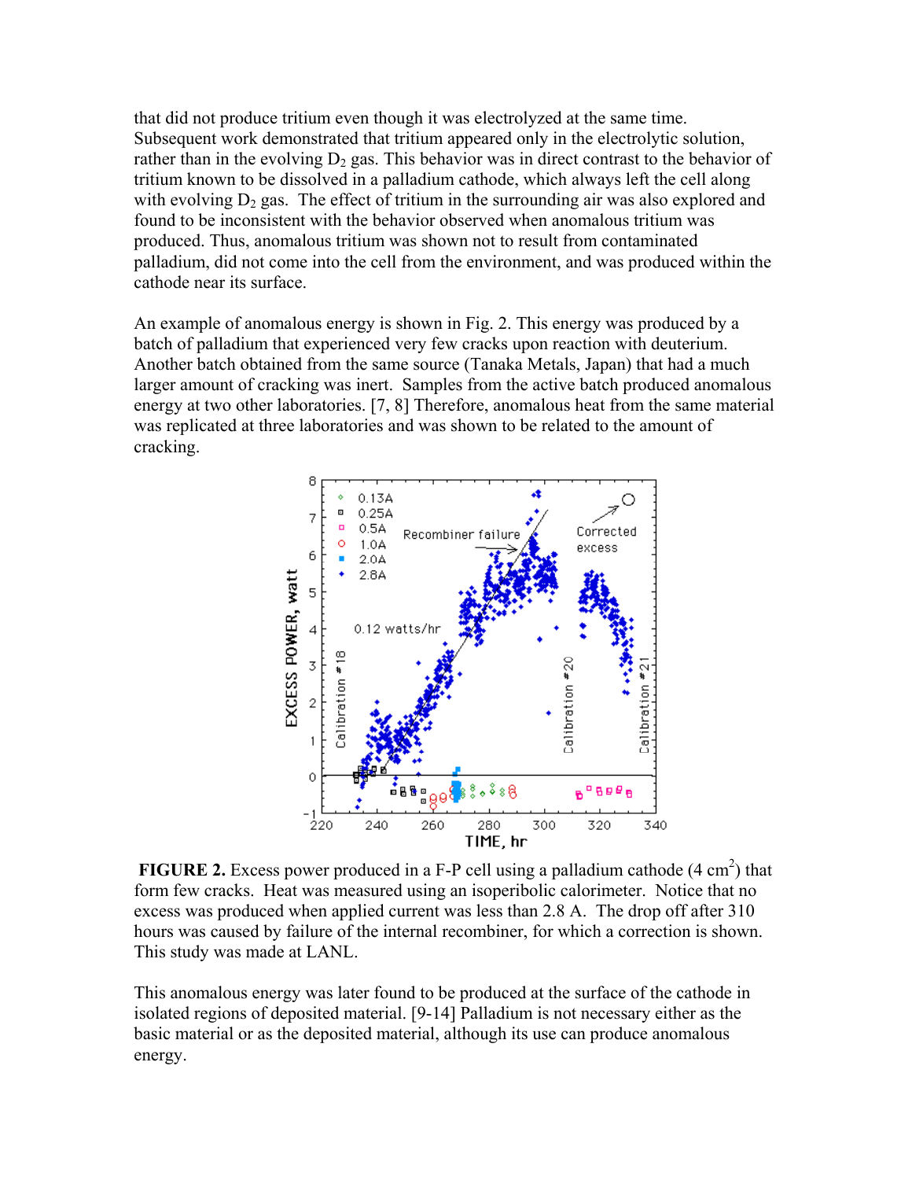that did not produce tritium even though it was electrolyzed at the same time. Subsequent work demonstrated that tritium appeared only in the electrolytic solution, rather than in the evolving $D_2$ gas. This behavior was in direct contrast to the behavior of tritium known to be dissolved in a palladium cathode, which always left the cell along with evolving $D_2$ gas. The effect of tritium in the surrounding air was also explored and found to be inconsistent with the behavior observed when anomalous tritium was produced. Thus, anomalous tritium was shown not to result from contaminated palladium, did not come into the cell from the environment, and was produced within the cathode near its surface.

An example of anomalous energy is shown in Fig. 2. This energy was produced by a batch of palladium that experienced very few cracks upon reaction with deuterium. Another batch obtained from the same source (Tanaka Metals, Japan) that had a much larger amount of cracking was inert. Samples from the active batch produced anomalous energy at two other laboratories. [7, 8] Therefore, anomalous heat from the same material was replicated at three laboratories and was shown to be related to the amount of cracking.

**FIGURE 2.** Excess power produced in a F-P cell using a palladium cathode (4 $cm^2$) that form few cracks. Heat was measured using an isoperibolic calorimeter. Notice that no excess was produced when applied current was less than 2.8 A. The drop off after 310 hours was caused by failure of the internal recombiner, for which a correction is shown. This study was made at LANL.

This anomalous energy was later found to be produced at the surface of the cathode in isolated regions of deposited material. [9-14] Palladium is not necessary either as the basic material or as the deposited material, although its use can produce anomalous energy.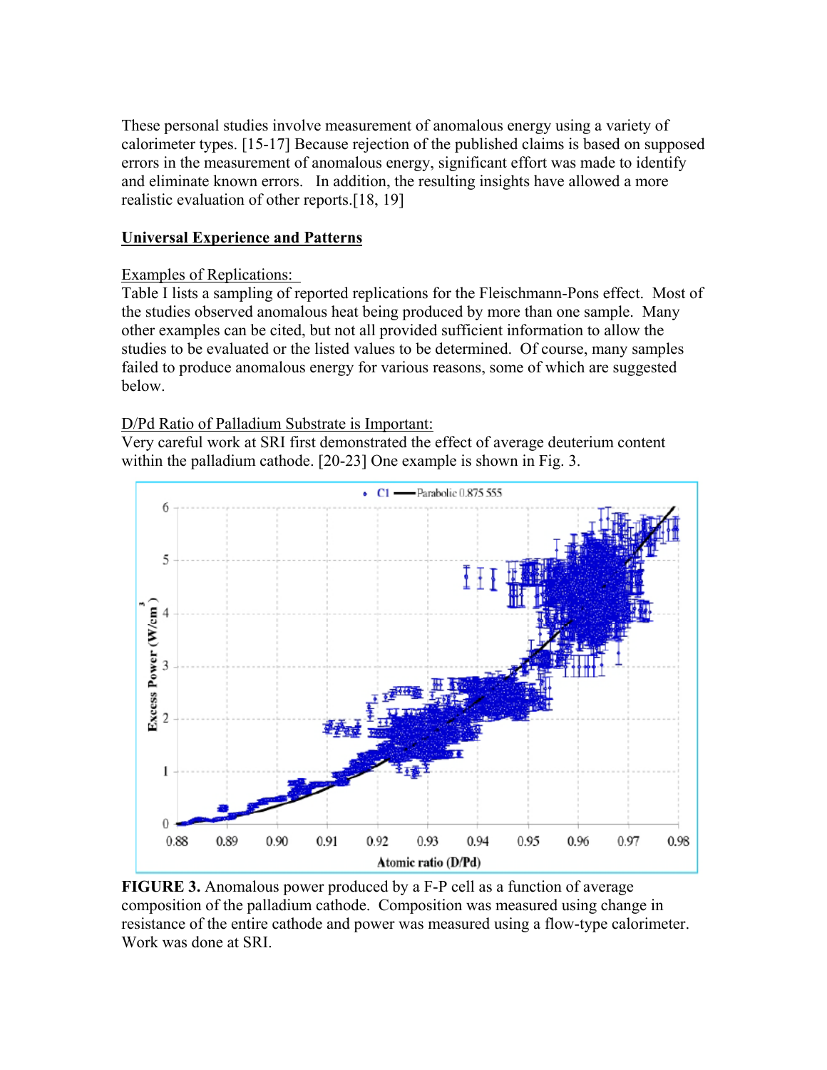These personal studies involve measurement of anomalous energy using a variety of calorimeter types. [15-17] Because rejection of the published claims is based on supposed errors in the measurement of anomalous energy, significant effort was made to identify and eliminate known errors. In addition, the resulting insights have allowed a more realistic evaluation of other reports.[18, 19]

## Universal Experience and Patterns

### Examples of Replications:

Table I lists a sampling of reported replications for the Fleischmann-Pons effect. Most of the studies observed anomalous heat being produced by more than one sample. Many other examples can be cited, but not all provided sufficient information to allow the studies to be evaluated or the listed values to be determined. Of course, many samples failed to produce anomalous energy for various reasons, some of which are suggested below.

### D/Pd Ratio of Palladium Substrate is Important:

Very careful work at SRI first demonstrated the effect of average deuterium content within the palladium cathode. [20-23] One example is shown in Fig. 3.

**FIGURE 3.** Anomalous power produced by a F-P cell as a function of average composition of the palladium cathode. Composition was measured using change in resistance of the entire cathode and power was measured using a flow-type calorimeter. Work was done at SRI.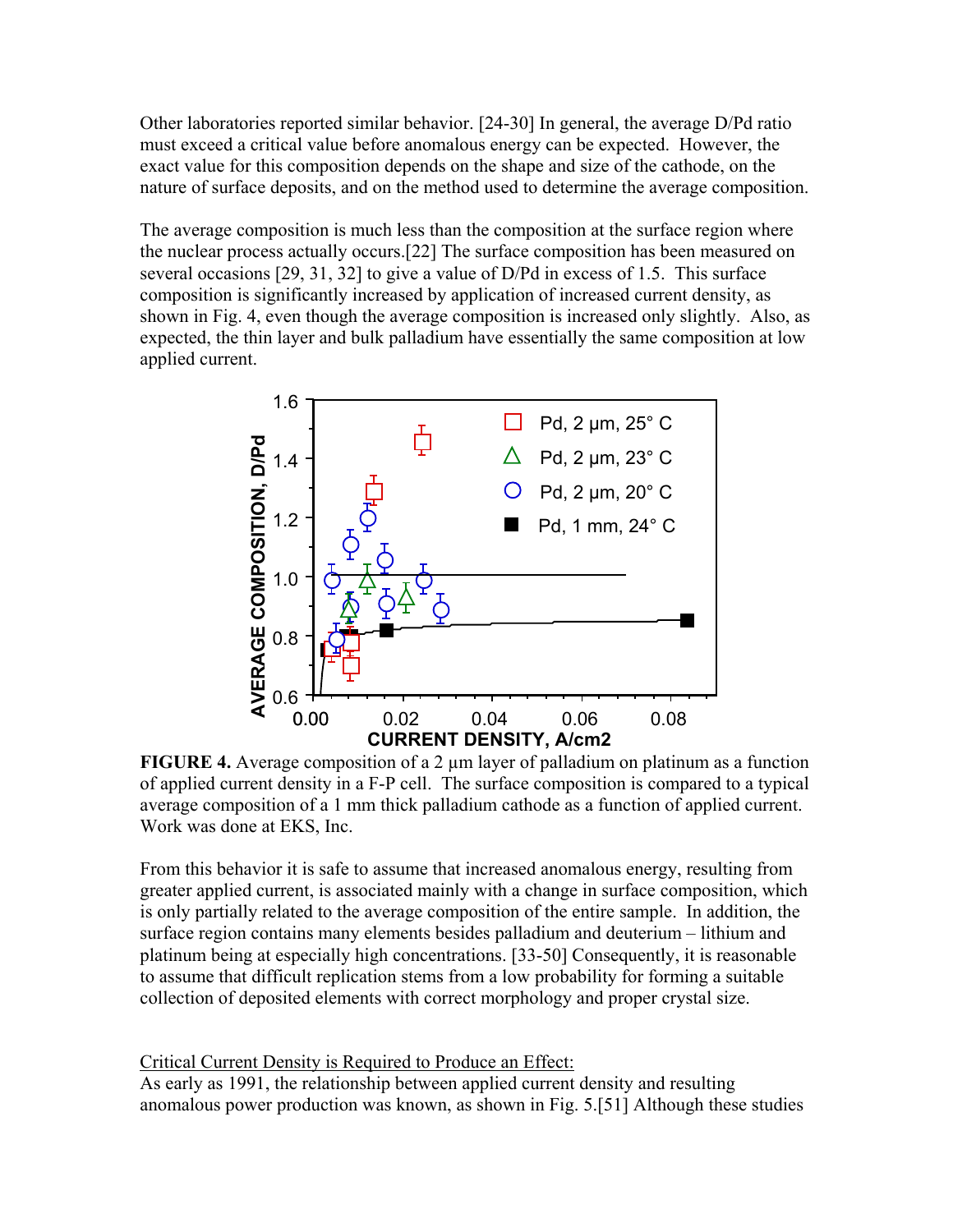Other laboratories reported similar behavior. [24-30] In general, the average D/Pd ratio must exceed a critical value before anomalous energy can be expected. However, the exact value for this composition depends on the shape and size of the cathode, on the nature of surface deposits, and on the method used to determine the average composition.

The average composition is much less than the composition at the surface region where the nuclear process actually occurs.[22] The surface composition has been measured on several occasions [29, 31, 32] to give a value of D/Pd in excess of 1.5. This surface composition is significantly increased by application of increased current density, as shown in Fig. 4, even though the average composition is increased only slightly. Also, as expected, the thin layer and bulk palladium have essentially the same composition at low applied current.

**FIGURE 4.** Average composition of a 2 µm layer of palladium on platinum as a function of applied current density in a F-P cell. The surface composition is compared to a typical average composition of a 1 mm thick palladium cathode as a function of applied current. Work was done at EKS, Inc.

From this behavior it is safe to assume that increased anomalous energy, resulting from greater applied current, is associated mainly with a change in surface composition, which is only partially related to the average composition of the entire sample. In addition, the surface region contains many elements besides palladium and deuterium – lithium and platinum being at especially high concentrations. [33-50] Consequently, it is reasonable to assume that difficult replication stems from a low probability for forming a suitable collection of deposited elements with correct morphology and proper crystal size.

Critical Current Density is Required to Produce an Effect:

As early as 1991, the relationship between applied current density and resulting anomalous power production was known, as shown in Fig. 5.[51] Although these studies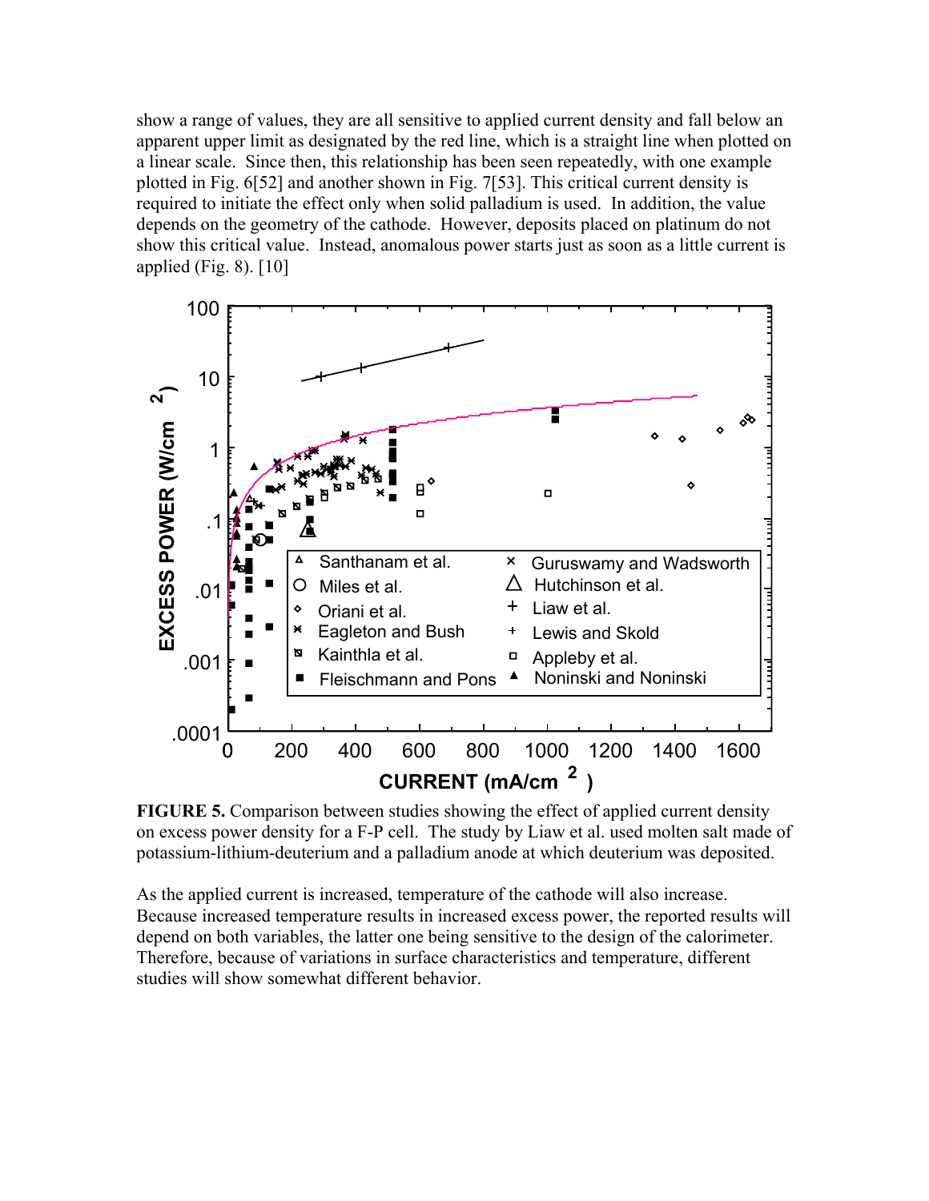show a range of values, they are all sensitive to applied current density and fall below an apparent upper limit as designated by the red line, which is a straight line when plotted on a linear scale. Since then, this relationship has been seen repeatedly, with one example plotted in Fig. 6[52] and another shown in Fig. 7[53]. This critical current density is required to initiate the effect only when solid palladium is used. In addition, the value depends on the geometry of the cathode. However, deposits placed on platinum do not show this critical value. Instead, anomalous power starts just as soon as a little current is applied (Fig. 8). [10]

**FIGURE 5.** Comparison between studies showing the effect of applied current density on excess power density for a F-P cell. The study by Liaw et al. used molten salt made of potassium-lithium-deuterium and a palladium anode at which deuterium was deposited.

As the applied current is increased, temperature of the cathode will also increase. Because increased temperature results in increased excess power, the reported results will depend on both variables, the latter one being sensitive to the design of the calorimeter. Therefore, because of variations in surface characteristics and temperature, different studies will show somewhat different behavior.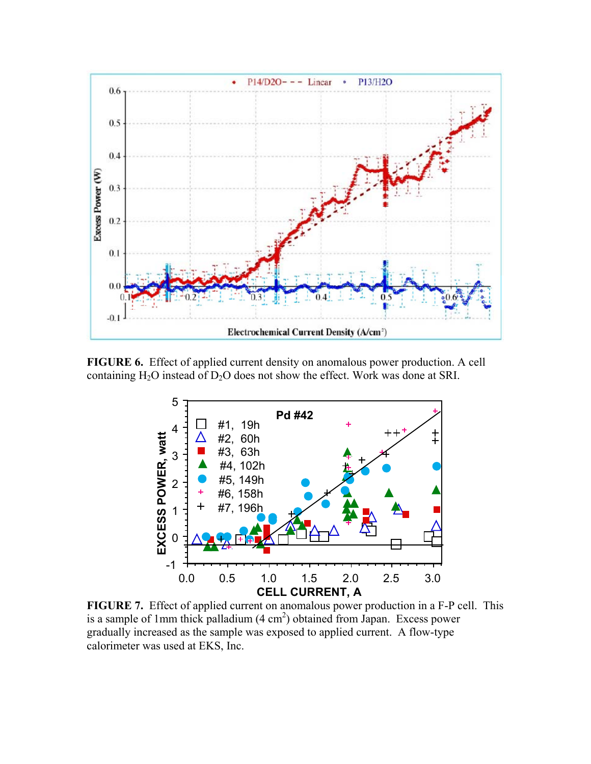**FIGURE 6.** Effect of applied current density on anomalous power production. A cell containing $H_2O$ instead of $D_2O$ does not show the effect. Work was done at SRI.

**FIGURE 7.** Effect of applied current on anomalous power production in a F-P cell. This is a sample of 1mm thick palladium (4 $cm^2$) obtained from Japan. Excess power gradually increased as the sample was exposed to applied current. A flow-type calorimeter was used at EKS, Inc.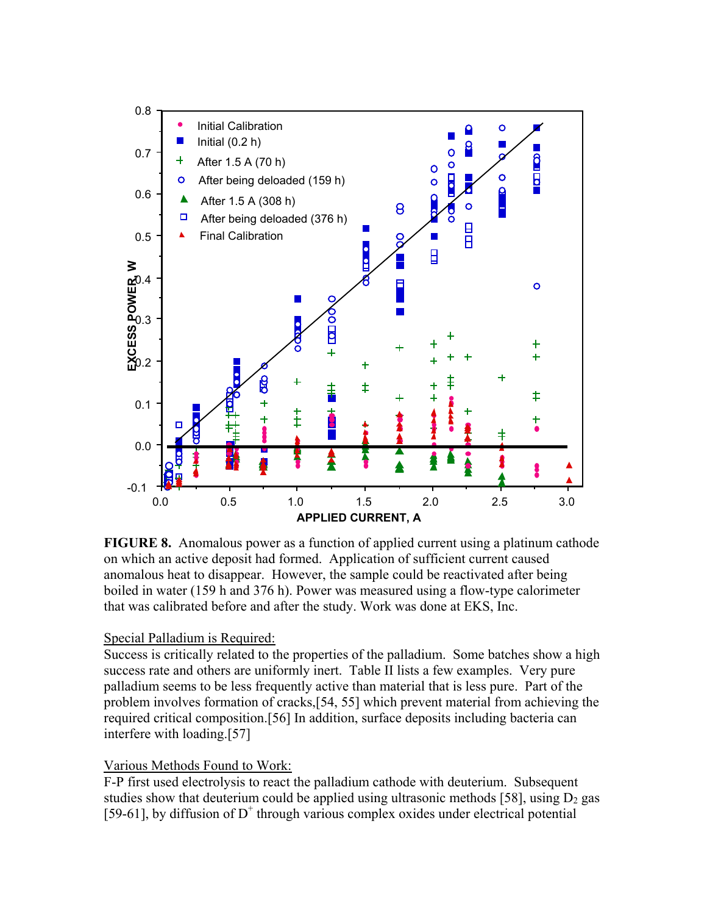**FIGURE 8.** Anomalous power as a function of applied current using a platinum cathode on which an active deposit had formed. Application of sufficient current caused anomalous heat to disappear. However, the sample could be reactivated after being boiled in water (159 h and 376 h). Power was measured using a flow-type calorimeter that was calibrated before and after the study. Work was done at EKS, Inc.

Special Palladium is Required:

Success is critically related to the properties of the palladium. Some batches show a high success rate and others are uniformly inert. Table II lists a few examples. Very pure palladium seems to be less frequently active than material that is less pure. Part of the problem involves formation of cracks,[54, 55] which prevent material from achieving the required critical composition.[56] In addition, surface deposits including bacteria can interfere with loading.[57]

Various Methods Found to Work:

F-P first used electrolysis to react the palladium cathode with deuterium. Subsequent studies show that deuterium could be applied using ultrasonic methods [58], using $D_2$ gas [59-61], by diffusion of $D^+$ through various complex oxides under electrical potential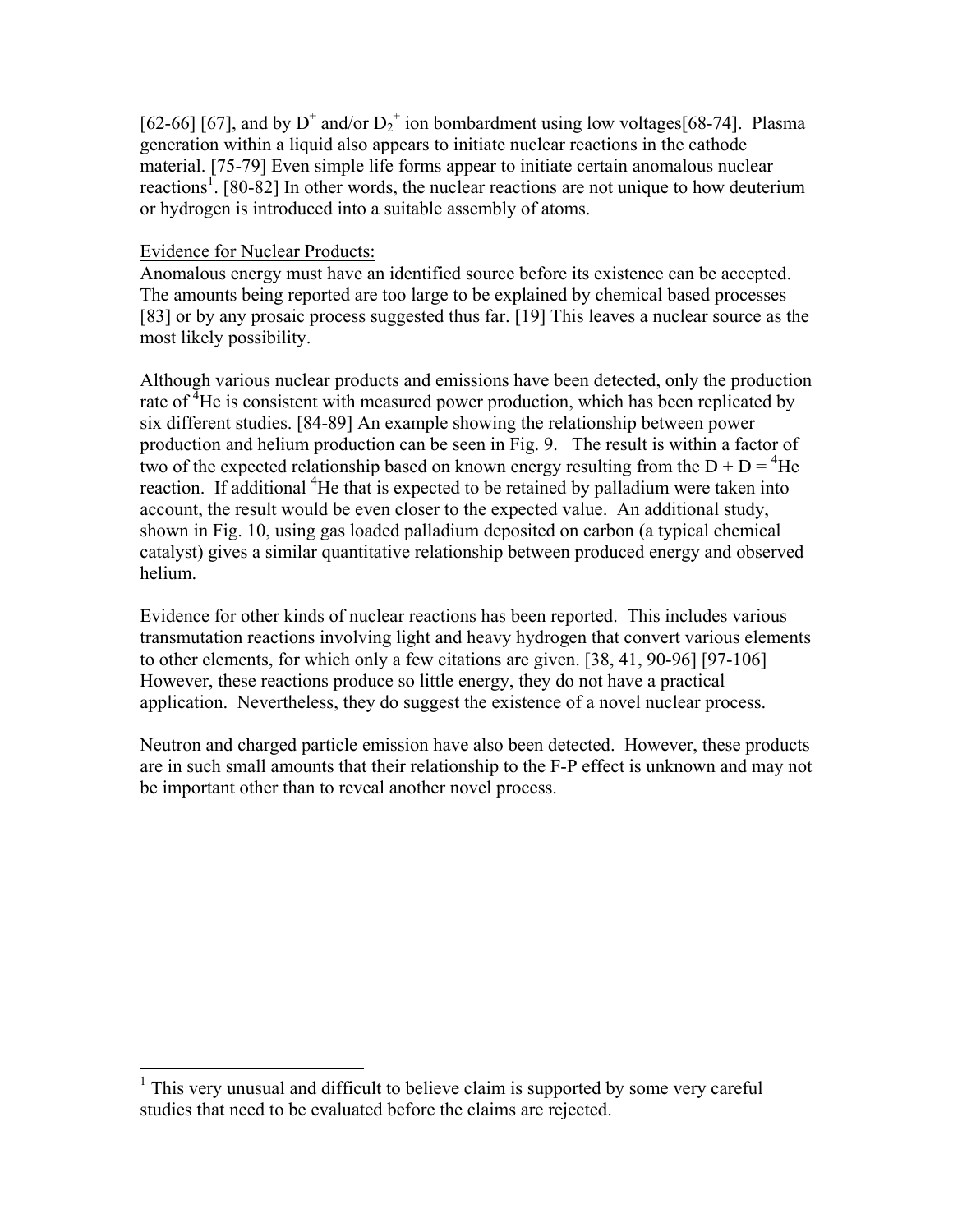[62-66] [67], and by $D^+$ and/or $D_2^+$ ion bombardment using low voltages[68-74]. Plasma generation within a liquid also appears to initiate nuclear reactions in the cathode material. [75-79] Even simple life forms appear to initiate certain anomalous nuclear reactions[1]. [80-82] In other words, the nuclear reactions are not unique to how deuterium or hydrogen is introduced into a suitable assembly of atoms.

Evidence for Nuclear Products:

Anomalous energy must have an identified source before its existence can be accepted. The amounts being reported are too large to be explained by chemical based processes [83] or by any prosaic process suggested thus far. [19] This leaves a nuclear source as the most likely possibility.

Although various nuclear products and emissions have been detected, only the production rate of $^4$He is consistent with measured power production, which has been replicated by six different studies. [84-89] An example showing the relationship between power production and helium production can be seen in Fig. 9. The result is within a factor of two of the expected relationship based on known energy resulting from the D + D = $^4$He reaction. If additional $^4$He that is expected to be retained by palladium were taken into account, the result would be even closer to the expected value. An additional study, shown in Fig. 10, using gas loaded palladium deposited on carbon (a typical chemical catalyst) gives a similar quantitative relationship between produced energy and observed helium.

Evidence for other kinds of nuclear reactions has been reported. This includes various transmutation reactions involving light and heavy hydrogen that convert various elements to other elements, for which only a few citations are given. [38, 41, 90-96] [97-106] However, these reactions produce so little energy, they do not have a practical application. Nevertheless, they do suggest the existence of a novel nuclear process.

Neutron and charged particle emission have also been detected. However, these products are in such small amounts that their relationship to the F-P effect is unknown and may not be important other than to reveal another novel process.

[1] This very unusual and difficult to believe claim is supported by some very careful studies that need to be evaluated before the claims are rejected.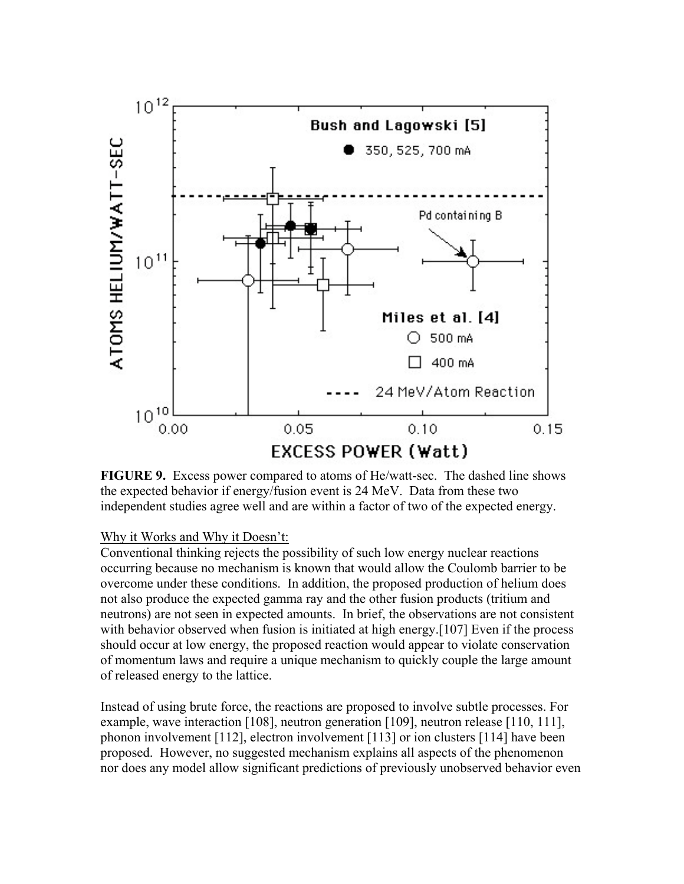**FIGURE 9.** Excess power compared to atoms of He/watt-sec. The dashed line shows the expected behavior if energy/fusion event is 24 MeV. Data from these two independent studies agree well and are within a factor of two of the expected energy.

Why it Works and Why it Doesn't:

Conventional thinking rejects the possibility of such low energy nuclear reactions occurring because no mechanism is known that would allow the Coulomb barrier to be overcome under these conditions. In addition, the proposed production of helium does not also produce the expected gamma ray and the other fusion products (tritium and neutrons) are not seen in expected amounts. In brief, the observations are not consistent with behavior observed when fusion is initiated at high energy.[107] Even if the process should occur at low energy, the proposed reaction would appear to violate conservation of momentum laws and require a unique mechanism to quickly couple the large amount of released energy to the lattice.

Instead of using brute force, the reactions are proposed to involve subtle processes. For example, wave interaction [108], neutron generation [109], neutron release [110, 111], phonon involvement [112], electron involvement [113] or ion clusters [114] have been proposed. However, no suggested mechanism explains all aspects of the phenomenon nor does any model allow significant predictions of previously unobserved behavior even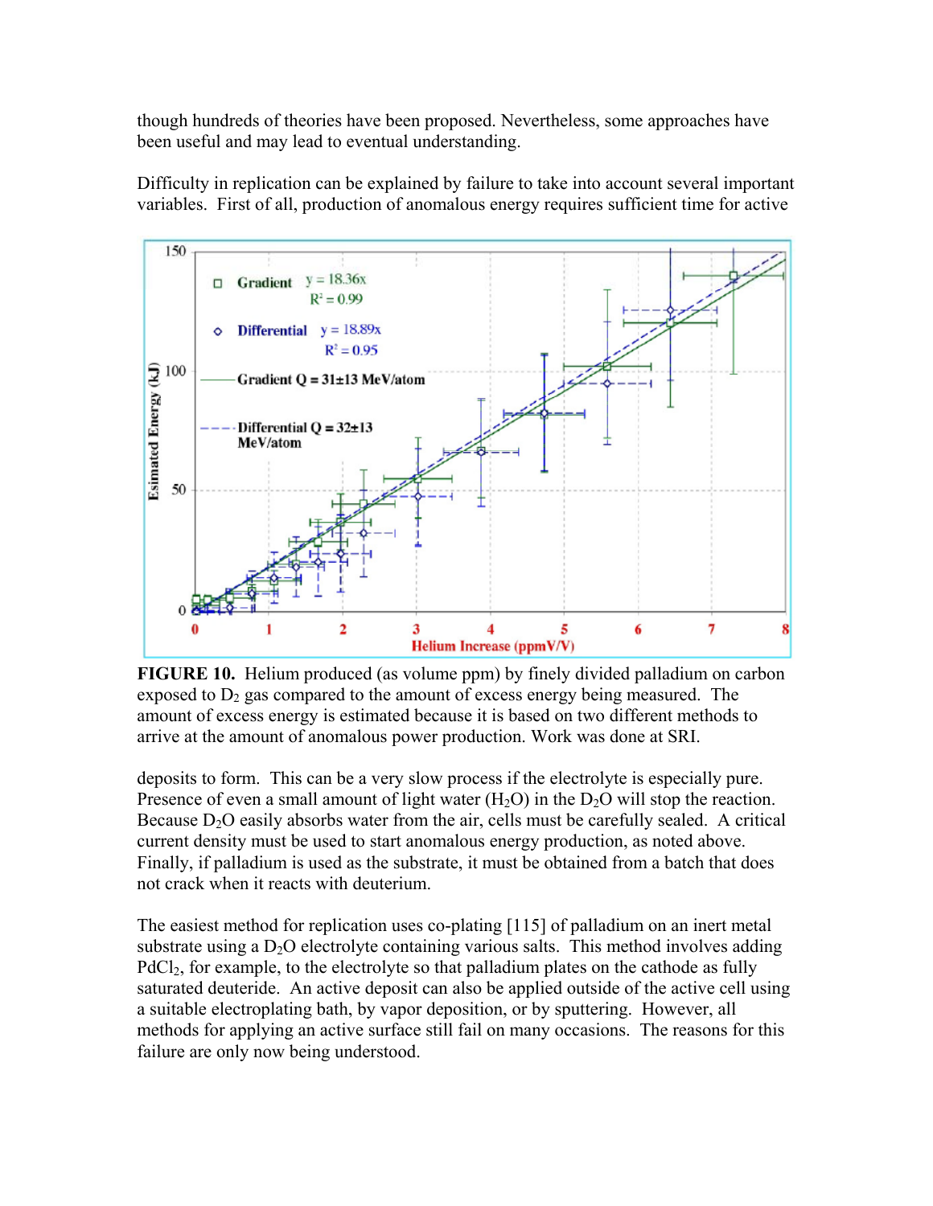though hundreds of theories have been proposed. Nevertheless, some approaches have been useful and may lead to eventual understanding.

Difficulty in replication can be explained by failure to take into account several important variables. First of all, production of anomalous energy requires sufficient time for active

**FIGURE 10.** Helium produced (as volume ppm) by finely divided palladium on carbon exposed to $D_2$ gas compared to the amount of excess energy being measured. The amount of excess energy is estimated because it is based on two different methods to arrive at the amount of anomalous power production. Work was done at SRI.

deposits to form. This can be a very slow process if the electrolyte is especially pure. Presence of even a small amount of light water ($H_2O$) in the $D_2O$ will stop the reaction. Because $D_2O$ easily absorbs water from the air, cells must be carefully sealed. A critical current density must be used to start anomalous energy production, as noted above. Finally, if palladium is used as the substrate, it must be obtained from a batch that does not crack when it reacts with deuterium.

The easiest method for replication uses co-plating [115] of palladium on an inert metal substrate using a $D_2O$ electrolyte containing various salts. This method involves adding $PdCl_2$, for example, to the electrolyte so that palladium plates on the cathode as fully saturated deuteride. An active deposit can also be applied outside of the active cell using a suitable electroplating bath, by vapor deposition, or by sputtering. However, all methods for applying an active surface still fail on many occasions. The reasons for this failure are only now being understood.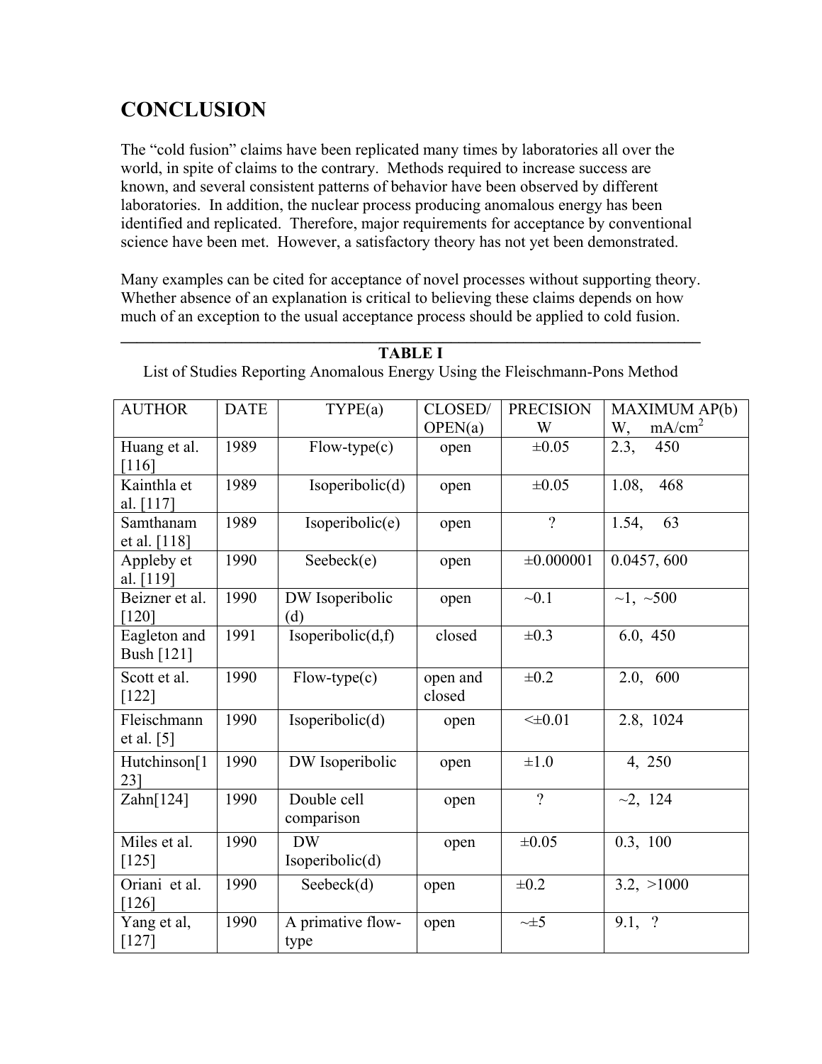# CONCLUSION

The "cold fusion" claims have been replicated many times by laboratories all over the world, in spite of claims to the contrary. Methods required to increase success are known, and several consistent patterns of behavior have been observed by different laboratories. In addition, the nuclear process producing anomalous energy has been identified and replicated. Therefore, major requirements for acceptance by conventional science have been met. However, a satisfactory theory has not yet been demonstrated.

Many examples can be cited for acceptance of novel processes without supporting theory. Whether absence of an explanation is critical to believing these claims depends on how much of an exception to the usual acceptance process should be applied to cold fusion.

---

**TABLE I**

List of Studies Reporting Anomalous Energy Using the Fleischmann-Pons Method

| AUTHOR | DATE | TYPE(a) | CLOSED/ OPEN(a) | PRECISION W | MAXIMUM AP(b) W, mA/cm$^2$ |
|---|---|---|---|---|---|
| Huang et al. [116] | 1989 | Flow-type(c) | open | ±0.05 | 2.3, 450 |
| Kainthla et al. [117] | 1989 | Isoperibolic(d) | open | ±0.05 | 1.08, 468 |
| Samthanam et al. [118] | 1989 | Isoperibolic(e) | open | ? | 1.54, 63 |
| Appleby et al. [119] | 1990 | Seebeck(e) | open | ±0.000001 | 0.0457, 600 |
| Beizner et al. [120] | 1990 | DW Isoperibolic (d) | open | ~0.1 | ~1, ~500 |
| Eagleton and Bush [121] | 1991 | Isoperibolic(d,f) | closed | ±0.3 | 6.0, 450 |
| Scott et al. [122] | 1990 | Flow-type(c) | open and closed | ±0.2 | 2.0, 600 |
| Fleischmann et al. [5] | 1990 | Isoperibolic(d) | open | <±0.01 | 2.8, 1024 |
| Hutchinson[123] | 1990 | DW Isoperibolic | open | ±1.0 | 4, 250 |
| Zahn[124] | 1990 | Double cell comparison | open | ? | ~2, 124 |
| Miles et al. [125] | 1990 | DW Isoperibolic(d) | open | ±0.05 | 0.3, 100 |
| Oriani et al. [126] | 1990 | Seebeck(d) | open | ±0.2 | 3.2, >1000 |
| Yang et al, [127] | 1990 | A primative flow-type | open | ~±5 | 9.1, ? |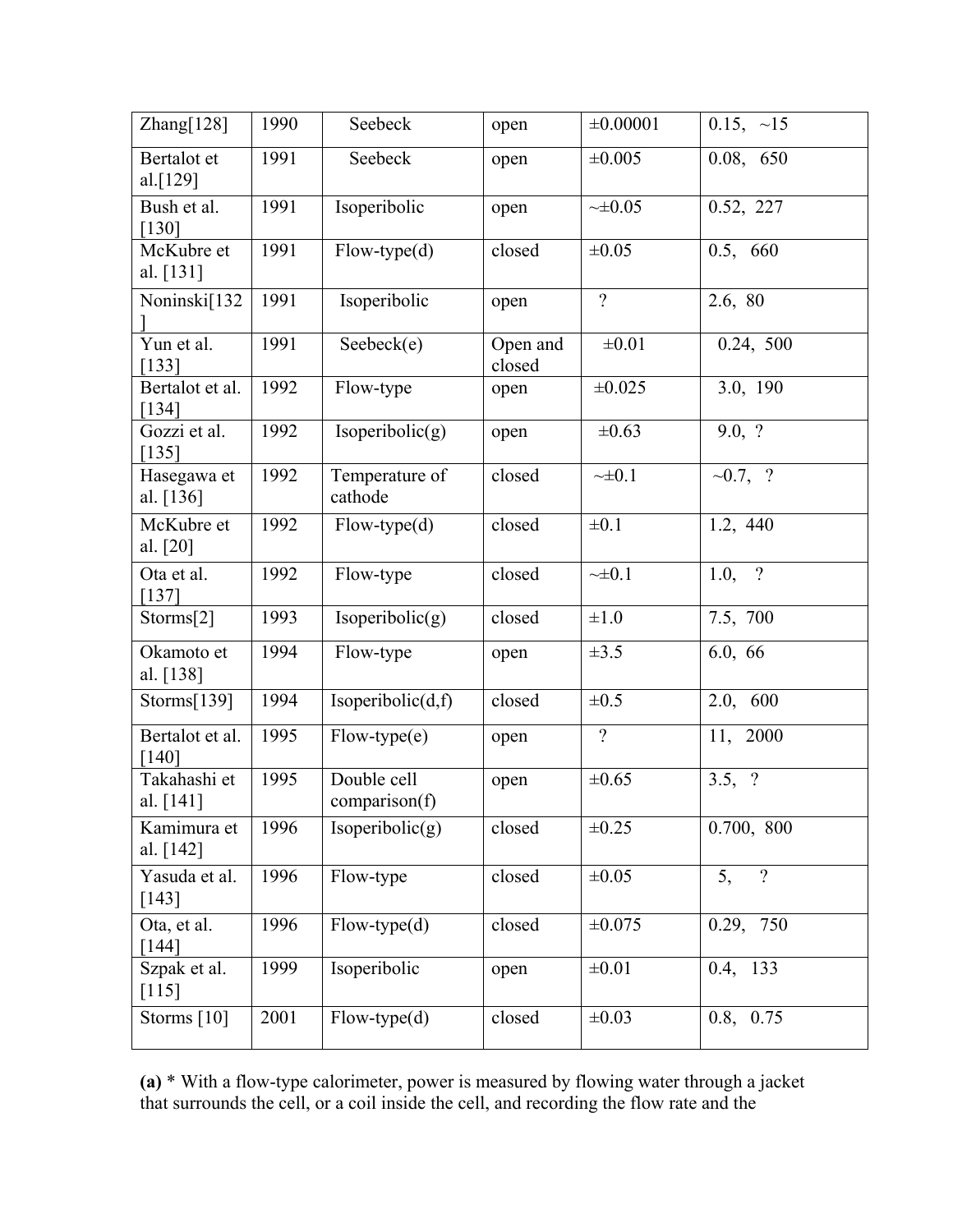| | | | | | |
|---|---|---|---|---|---|
| Zhang[128] | 1990 | Seebeck | open | ±0.00001 | 0.15, ~15 |
| Bertalot et al.[129] | 1991 | Seebeck | open | ±0.005 | 0.08, 650 |
| Bush et al. [130] | 1991 | Isoperibolic | open | ~±0.05 | 0.52, 227 |
| McKubre et al. [131] | 1991 | Flow-type(d) | closed | ±0.05 | 0.5, 660 |
| Noninski[132] | 1991 | Isoperibolic | open | ? | 2.6, 80 |
| Yun et al. [133] | 1991 | Seebeck(e) | Open and closed | ±0.01 | 0.24, 500 |
| Bertalot et al. [134] | 1992 | Flow-type | open | ±0.025 | 3.0, 190 |
| Gozzi et al. [135] | 1992 | Isoperibolic(g) | open | ±0.63 | 9.0, ? |
| Hasegawa et al. [136] | 1992 | Temperature of cathode | closed | ~±0.1 | ~0.7, ? |
| McKubre et al. [20] | 1992 | Flow-type(d) | closed | ±0.1 | 1.2, 440 |
| Ota et al. [137] | 1992 | Flow-type | closed | ~±0.1 | 1.0, ? |
| Storms[2] | 1993 | Isoperibolic(g) | closed | ±1.0 | 7.5, 700 |
| Okamoto et al. [138] | 1994 | Flow-type | open | ±3.5 | 6.0, 66 |
| Storms[139] | 1994 | Isoperibolic(d,f) | closed | ±0.5 | 2.0, 600 |
| Bertalot et al. [140] | 1995 | Flow-type(e) | open | ? | 11, 2000 |
| Takahashi et al. [141] | 1995 | Double cell comparison(f) | open | ±0.65 | 3.5, ? |
| Kamimura et al. [142] | 1996 | Isoperibolic(g) | closed | ±0.25 | 0.700, 800 |
| Yasuda et al. [143] | 1996 | Flow-type | closed | ±0.05 | 5, ? |
| Ota, et al. [144] | 1996 | Flow-type(d) | closed | ±0.075 | 0.29, 750 |
| Szpak et al. [115] | 1999 | Isoperibolic | open | ±0.01 | 0.4, 133 |
| Storms [10] | 2001 | Flow-type(d) | closed | ±0.03 | 0.8, 0.75 |

**(a)** * With a flow-type calorimeter, power is measured by flowing water through a jacket that surrounds the cell, or a coil inside the cell, and recording the flow rate and the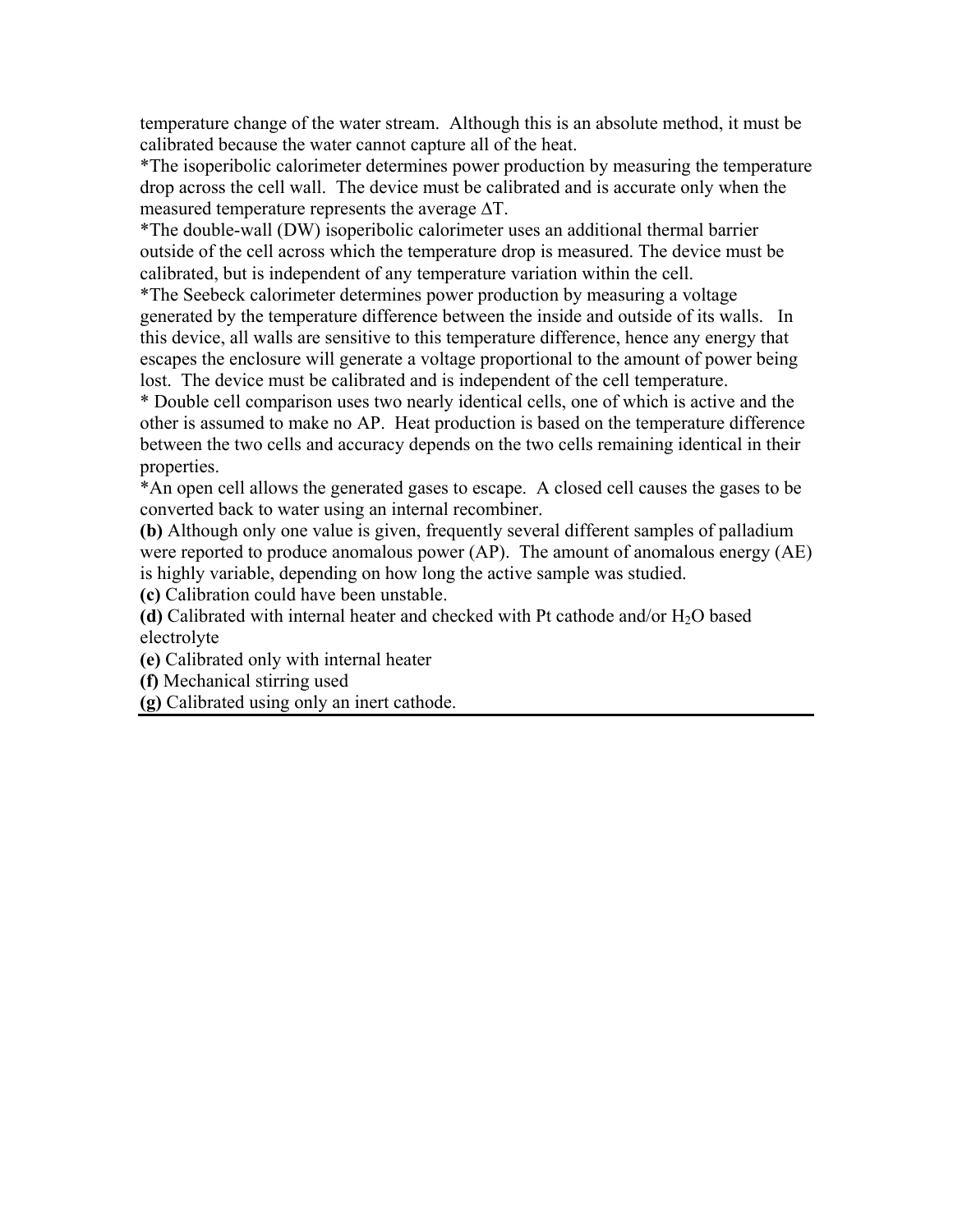temperature change of the water stream. Although this is an absolute method, it must be calibrated because the water cannot capture all of the heat.

*The isoperibolic calorimeter determines power production by measuring the temperature drop across the cell wall. The device must be calibrated and is accurate only when the measured temperature represents the average $\Delta T$.

*The double-wall (DW) isoperibolic calorimeter uses an additional thermal barrier outside of the cell across which the temperature drop is measured. The device must be calibrated, but is independent of any temperature variation within the cell.

*The Seebeck calorimeter determines power production by measuring a voltage generated by the temperature difference between the inside and outside of its walls. In this device, all walls are sensitive to this temperature difference, hence any energy that escapes the enclosure will generate a voltage proportional to the amount of power being lost. The device must be calibrated and is independent of the cell temperature.

* Double cell comparison uses two nearly identical cells, one of which is active and the other is assumed to make no AP. Heat production is based on the temperature difference between the two cells and accuracy depends on the two cells remaining identical in their properties.

*An open cell allows the generated gases to escape. A closed cell causes the gases to be converted back to water using an internal recombiner.

**(b)** Although only one value is given, frequently several different samples of palladium were reported to produce anomalous power (AP). The amount of anomalous energy (AE) is highly variable, depending on how long the active sample was studied.

**(c)** Calibration could have been unstable.

**(d)** Calibrated with internal heater and checked with Pt cathode and/or $H_2O$ based electrolyte

**(e)** Calibrated only with internal heater

**(f)** Mechanical stirring used

**(g)** Calibrated using only an inert cathode.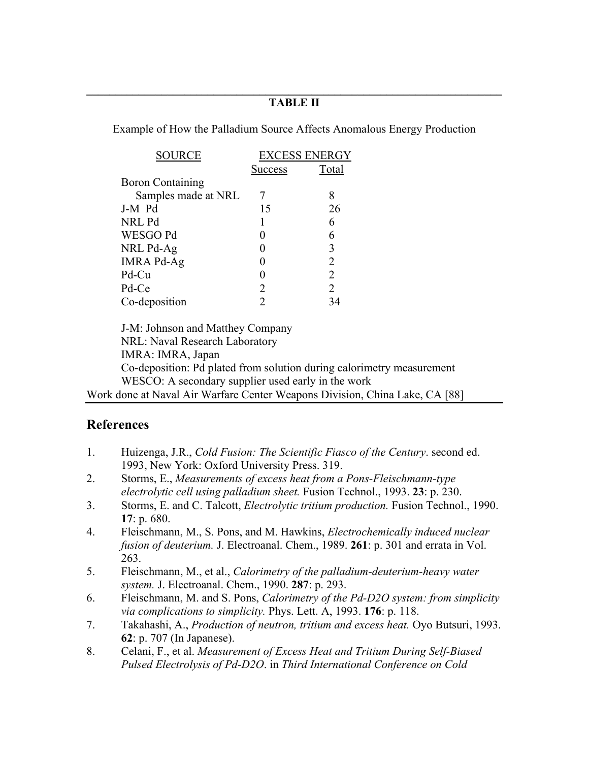**TABLE II**

Example of How the Palladium Source Affects Anomalous Energy Production

| SOURCE | EXCESS ENERGY | |
|---|---|---|
| | Success | Total |
| Boron Containing Samples made at NRL | 7 | 8 |
| J-M Pd | 15 | 26 |
| NRL Pd | 1 | 6 |
| WESGO Pd | 0 | 6 |
| NRL Pd-Ag | 0 | 3 |
| IMRA Pd-Ag | 0 | 2 |
| Pd-Cu | 0 | 2 |
| Pd-Ce | 2 | 2 |
| Co-deposition | 2 | 34 |

J-M: Johnson and Matthey Company
NRL: Naval Research Laboratory
IMRA: IMRA, Japan
Co-deposition: Pd plated from solution during calorimetry measurement
WESCO: A secondary supplier used early in the work
Work done at Naval Air Warfare Center Weapons Division, China Lake, CA [88]

## References

1. Huizenga, J.R., *Cold Fusion: The Scientific Fiasco of the Century*. second ed. 1993, New York: Oxford University Press. 319.
2. Storms, E., *Measurements of excess heat from a Pons-Fleischmann-type electrolytic cell using palladium sheet.* Fusion Technol., 1993. **23**: p. 230.
3. Storms, E. and C. Talcott, *Electrolytic tritium production.* Fusion Technol., 1990. **17**: p. 680.
4. Fleischmann, M., S. Pons, and M. Hawkins, *Electrochemically induced nuclear fusion of deuterium.* J. Electroanal. Chem., 1989. **261**: p. 301 and errata in Vol. 263.
5. Fleischmann, M., et al., *Calorimetry of the palladium-deuterium-heavy water system.* J. Electroanal. Chem., 1990. **287**: p. 293.
6. Fleischmann, M. and S. Pons, *Calorimetry of the Pd-D2O system: from simplicity via complications to simplicity.* Phys. Lett. A, 1993. **176**: p. 118.
7. Takahashi, A., *Production of neutron, tritium and excess heat.* Oyo Butsuri, 1993. **62**: p. 707 (In Japanese).
8. Celani, F., et al. *Measurement of Excess Heat and Tritium During Self-Biased Pulsed Electrolysis of Pd-D2O*. in *Third International Conference on Cold*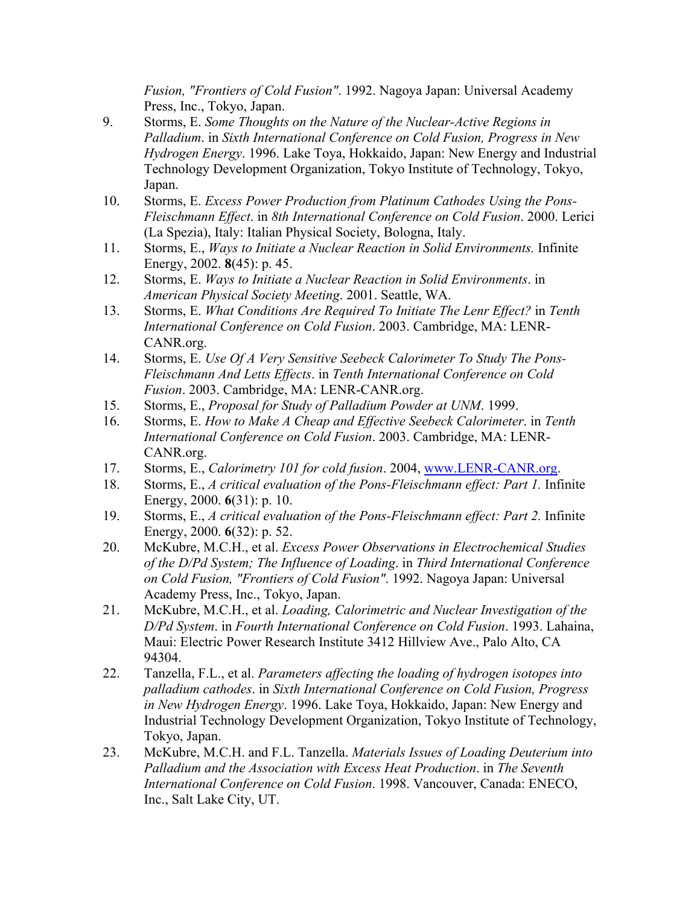*Fusion, "Frontiers of Cold Fusion"*. 1992. Nagoya Japan: Universal Academy Press, Inc., Tokyo, Japan.

9. Storms, E. *Some Thoughts on the Nature of the Nuclear-Active Regions in Palladium*. in *Sixth International Conference on Cold Fusion, Progress in New Hydrogen Energy*. 1996. Lake Toya, Hokkaido, Japan: New Energy and Industrial Technology Development Organization, Tokyo Institute of Technology, Tokyo, Japan.
10. Storms, E. *Excess Power Production from Platinum Cathodes Using the Pons-Fleischmann Effect*. in *8th International Conference on Cold Fusion*. 2000. Lerici (La Spezia), Italy: Italian Physical Society, Bologna, Italy.
11. Storms, E., *Ways to Initiate a Nuclear Reaction in Solid Environments.* Infinite Energy, 2002. **8**(45): p. 45.
12. Storms, E. *Ways to Initiate a Nuclear Reaction in Solid Environments*. in *American Physical Society Meeting*. 2001. Seattle, WA.
13. Storms, E. *What Conditions Are Required To Initiate The Lenr Effect?* in *Tenth International Conference on Cold Fusion*. 2003. Cambridge, MA: LENR-CANR.org.
14. Storms, E. *Use Of A Very Sensitive Seebeck Calorimeter To Study The Pons-Fleischmann And Letts Effects*. in *Tenth International Conference on Cold Fusion*. 2003. Cambridge, MA: LENR-CANR.org.
15. Storms, E., *Proposal for Study of Palladium Powder at UNM*. 1999.
16. Storms, E. *How to Make A Cheap and Effective Seebeck Calorimeter*. in *Tenth International Conference on Cold Fusion*. 2003. Cambridge, MA: LENR-CANR.org.
17. Storms, E., *Calorimetry 101 for cold fusion*. 2004, www.LENR-CANR.org.
18. Storms, E., *A critical evaluation of the Pons-Fleischmann effect: Part 1.* Infinite Energy, 2000. **6**(31): p. 10.
19. Storms, E., *A critical evaluation of the Pons-Fleischmann effect: Part 2.* Infinite Energy, 2000. **6**(32): p. 52.
20. McKubre, M.C.H., et al. *Excess Power Observations in Electrochemical Studies of the D/Pd System; The Influence of Loading*. in *Third International Conference on Cold Fusion, "Frontiers of Cold Fusion"*. 1992. Nagoya Japan: Universal Academy Press, Inc., Tokyo, Japan.
21. McKubre, M.C.H., et al. *Loading, Calorimetric and Nuclear Investigation of the D/Pd System*. in *Fourth International Conference on Cold Fusion*. 1993. Lahaina, Maui: Electric Power Research Institute 3412 Hillview Ave., Palo Alto, CA 94304.
22. Tanzella, F.L., et al. *Parameters affecting the loading of hydrogen isotopes into palladium cathodes*. in *Sixth International Conference on Cold Fusion, Progress in New Hydrogen Energy*. 1996. Lake Toya, Hokkaido, Japan: New Energy and Industrial Technology Development Organization, Tokyo Institute of Technology, Tokyo, Japan.
23. McKubre, M.C.H. and F.L. Tanzella. *Materials Issues of Loading Deuterium into Palladium and the Association with Excess Heat Production*. in *The Seventh International Conference on Cold Fusion*. 1998. Vancouver, Canada: ENECO, Inc., Salt Lake City, UT.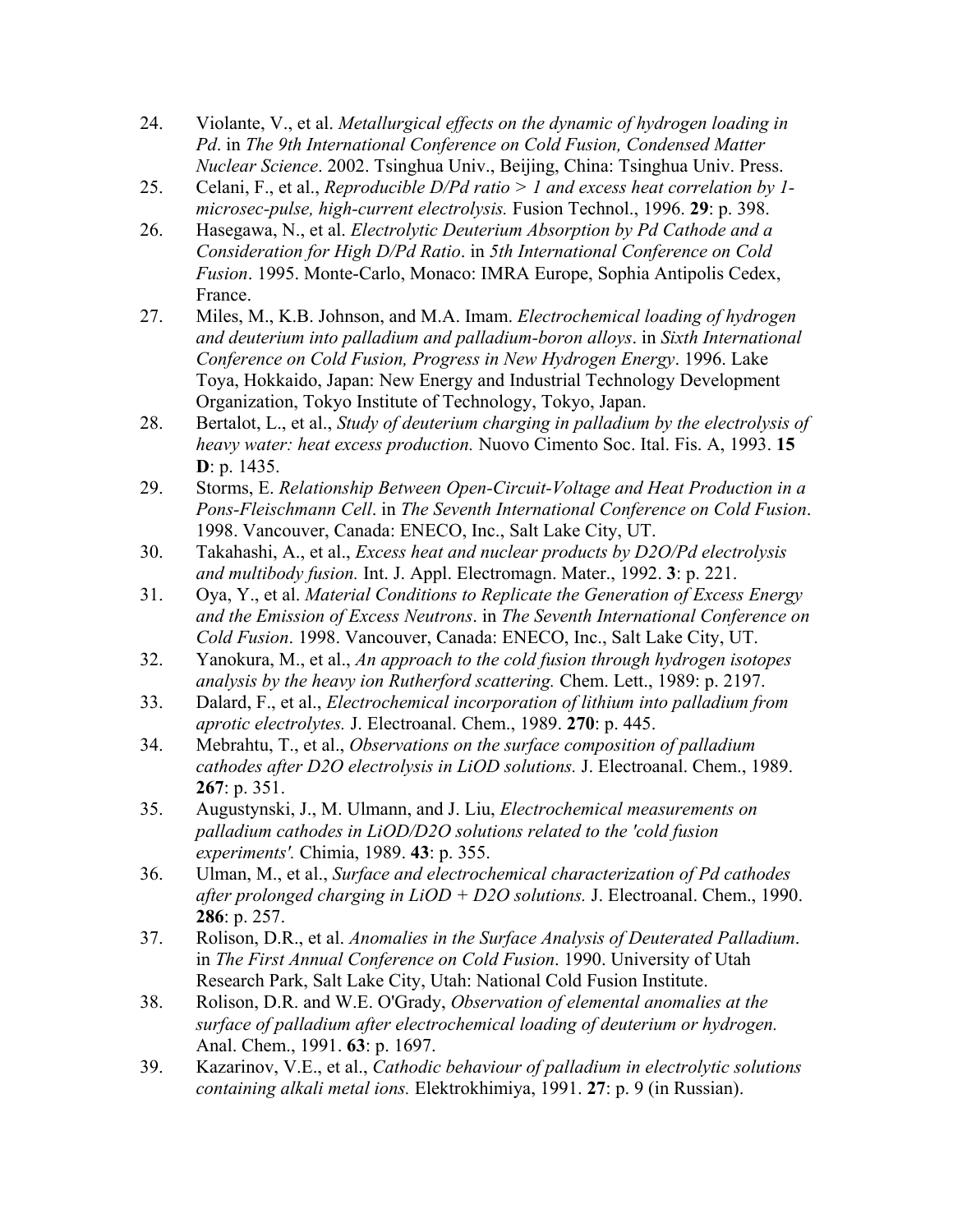24. Violante, V., et al. *Metallurgical effects on the dynamic of hydrogen loading in Pd*. in *The 9th International Conference on Cold Fusion, Condensed Matter Nuclear Science*. 2002. Tsinghua Univ., Beijing, China: Tsinghua Univ. Press.
25. Celani, F., et al., *Reproducible D/Pd ratio > 1 and excess heat correlation by 1-microsec-pulse, high-current electrolysis.* Fusion Technol., 1996. **29**: p. 398.
26. Hasegawa, N., et al. *Electrolytic Deuterium Absorption by Pd Cathode and a Consideration for High D/Pd Ratio*. in *5th International Conference on Cold Fusion*. 1995. Monte-Carlo, Monaco: IMRA Europe, Sophia Antipolis Cedex, France.
27. Miles, M., K.B. Johnson, and M.A. Imam. *Electrochemical loading of hydrogen and deuterium into palladium and palladium-boron alloys*. in *Sixth International Conference on Cold Fusion, Progress in New Hydrogen Energy*. 1996. Lake Toya, Hokkaido, Japan: New Energy and Industrial Technology Development Organization, Tokyo Institute of Technology, Tokyo, Japan.
28. Bertalot, L., et al., *Study of deuterium charging in palladium by the electrolysis of heavy water: heat excess production.* Nuovo Cimento Soc. Ital. Fis. A, 1993. **15 D**: p. 1435.
29. Storms, E. *Relationship Between Open-Circuit-Voltage and Heat Production in a Pons-Fleischmann Cell*. in *The Seventh International Conference on Cold Fusion*. 1998. Vancouver, Canada: ENECO, Inc., Salt Lake City, UT.
30. Takahashi, A., et al., *Excess heat and nuclear products by D2O/Pd electrolysis and multibody fusion.* Int. J. Appl. Electromagn. Mater., 1992. **3**: p. 221.
31. Oya, Y., et al. *Material Conditions to Replicate the Generation of Excess Energy and the Emission of Excess Neutrons*. in *The Seventh International Conference on Cold Fusion*. 1998. Vancouver, Canada: ENECO, Inc., Salt Lake City, UT.
32. Yanokura, M., et al., *An approach to the cold fusion through hydrogen isotopes analysis by the heavy ion Rutherford scattering.* Chem. Lett., 1989: p. 2197.
33. Dalard, F., et al., *Electrochemical incorporation of lithium into palladium from aprotic electrolytes.* J. Electroanal. Chem., 1989. **270**: p. 445.
34. Mebrahtu, T., et al., *Observations on the surface composition of palladium cathodes after D2O electrolysis in LiOD solutions.* J. Electroanal. Chem., 1989. **267**: p. 351.
35. Augustynski, J., M. Ulmann, and J. Liu, *Electrochemical measurements on palladium cathodes in LiOD/D2O solutions related to the 'cold fusion experiments'.* Chimia, 1989. **43**: p. 355.
36. Ulman, M., et al., *Surface and electrochemical characterization of Pd cathodes after prolonged charging in LiOD + D2O solutions.* J. Electroanal. Chem., 1990. **286**: p. 257.
37. Rolison, D.R., et al. *Anomalies in the Surface Analysis of Deuterated Palladium*. in *The First Annual Conference on Cold Fusion*. 1990. University of Utah Research Park, Salt Lake City, Utah: National Cold Fusion Institute.
38. Rolison, D.R. and W.E. O'Grady, *Observation of elemental anomalies at the surface of palladium after electrochemical loading of deuterium or hydrogen.* Anal. Chem., 1991. **63**: p. 1697.
39. Kazarinov, V.E., et al., *Cathodic behaviour of palladium in electrolytic solutions containing alkali metal ions.* Elektrokhimiya, 1991. **27**: p. 9 (in Russian).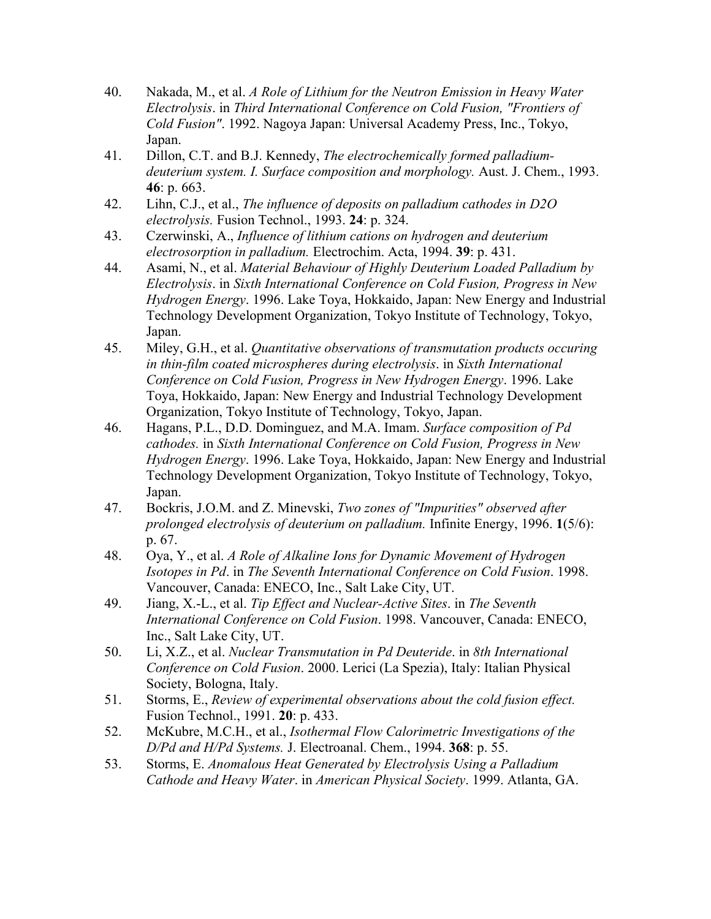40. Nakada, M., et al. *A Role of Lithium for the Neutron Emission in Heavy Water Electrolysis*. in *Third International Conference on Cold Fusion, "Frontiers of Cold Fusion"*. 1992. Nagoya Japan: Universal Academy Press, Inc., Tokyo, Japan.
41. Dillon, C.T. and B.J. Kennedy, *The electrochemically formed palladium-deuterium system. I. Surface composition and morphology.* Aust. J. Chem., 1993. **46**: p. 663.
42. Lihn, C.J., et al., *The influence of deposits on palladium cathodes in D2O electrolysis.* Fusion Technol., 1993. **24**: p. 324.
43. Czerwinski, A., *Influence of lithium cations on hydrogen and deuterium electrosorption in palladium.* Electrochim. Acta, 1994. **39**: p. 431.
44. Asami, N., et al. *Material Behaviour of Highly Deuterium Loaded Palladium by Electrolysis*. in *Sixth International Conference on Cold Fusion, Progress in New Hydrogen Energy*. 1996. Lake Toya, Hokkaido, Japan: New Energy and Industrial Technology Development Organization, Tokyo Institute of Technology, Tokyo, Japan.
45. Miley, G.H., et al. *Quantitative observations of transmutation products occuring in thin-film coated microspheres during electrolysis*. in *Sixth International Conference on Cold Fusion, Progress in New Hydrogen Energy*. 1996. Lake Toya, Hokkaido, Japan: New Energy and Industrial Technology Development Organization, Tokyo Institute of Technology, Tokyo, Japan.
46. Hagans, P.L., D.D. Dominguez, and M.A. Imam. *Surface composition of Pd cathodes.* in *Sixth International Conference on Cold Fusion, Progress in New Hydrogen Energy*. 1996. Lake Toya, Hokkaido, Japan: New Energy and Industrial Technology Development Organization, Tokyo Institute of Technology, Tokyo, Japan.
47. Bockris, J.O.M. and Z. Minevski, *Two zones of "Impurities" observed after prolonged electrolysis of deuterium on palladium.* Infinite Energy, 1996. **1**(5/6): p. 67.
48. Oya, Y., et al. *A Role of Alkaline Ions for Dynamic Movement of Hydrogen Isotopes in Pd*. in *The Seventh International Conference on Cold Fusion*. 1998. Vancouver, Canada: ENECO, Inc., Salt Lake City, UT.
49. Jiang, X.-L., et al. *Tip Effect and Nuclear-Active Sites*. in *The Seventh International Conference on Cold Fusion*. 1998. Vancouver, Canada: ENECO, Inc., Salt Lake City, UT.
50. Li, X.Z., et al. *Nuclear Transmutation in Pd Deuteride*. in *8th International Conference on Cold Fusion*. 2000. Lerici (La Spezia), Italy: Italian Physical Society, Bologna, Italy.
51. Storms, E., *Review of experimental observations about the cold fusion effect.* Fusion Technol., 1991. **20**: p. 433.
52. McKubre, M.C.H., et al., *Isothermal Flow Calorimetric Investigations of the D/Pd and H/Pd Systems.* J. Electroanal. Chem., 1994. **368**: p. 55.
53. Storms, E. *Anomalous Heat Generated by Electrolysis Using a Palladium Cathode and Heavy Water*. in *American Physical Society*. 1999. Atlanta, GA.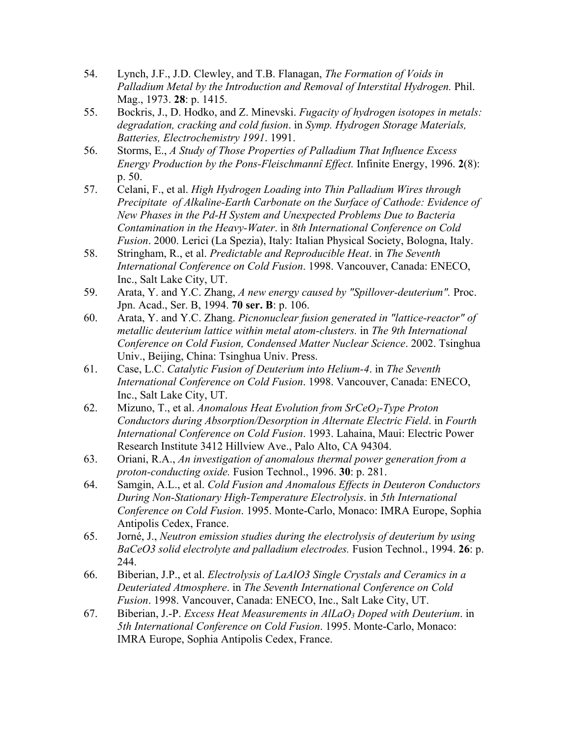54. Lynch, J.F., J.D. Clewley, and T.B. Flanagan, *The Formation of Voids in Palladium Metal by the Introduction and Removal of Interstital Hydrogen.* Phil. Mag., 1973. **28**: p. 1415.
55. Bockris, J., D. Hodko, and Z. Minevski. *Fugacity of hydrogen isotopes in metals: degradation, cracking and cold fusion*. in *Symp. Hydrogen Storage Materials, Batteries, Electrochemistry 1991*. 1991.
56. Storms, E., *A Study of Those Properties of Palladium That Influence Excess Energy Production by the Pons-Fleischmannî Effect.* Infinite Energy, 1996. **2**(8): p. 50.
57. Celani, F., et al. *High Hydrogen Loading into Thin Palladium Wires through Precipitate of Alkaline-Earth Carbonate on the Surface of Cathode: Evidence of New Phases in the Pd-H System and Unexpected Problems Due to Bacteria Contamination in the Heavy-Water*. in *8th International Conference on Cold Fusion*. 2000. Lerici (La Spezia), Italy: Italian Physical Society, Bologna, Italy.
58. Stringham, R., et al. *Predictable and Reproducible Heat*. in *The Seventh International Conference on Cold Fusion*. 1998. Vancouver, Canada: ENECO, Inc., Salt Lake City, UT.
59. Arata, Y. and Y.C. Zhang, *A new energy caused by "Spillover-deuterium".* Proc. Jpn. Acad., Ser. B, 1994. **70 ser. B**: p. 106.
60. Arata, Y. and Y.C. Zhang. *Picnonuclear fusion generated in "lattice-reactor" of metallic deuterium lattice within metal atom-clusters.* in *The 9th International Conference on Cold Fusion, Condensed Matter Nuclear Science*. 2002. Tsinghua Univ., Beijing, China: Tsinghua Univ. Press.
61. Case, L.C. *Catalytic Fusion of Deuterium into Helium-4*. in *The Seventh International Conference on Cold Fusion*. 1998. Vancouver, Canada: ENECO, Inc., Salt Lake City, UT.
62. Mizuno, T., et al. *Anomalous Heat Evolution from $SrCeO_3$-Type Proton Conductors during Absorption/Desorption in Alternate Electric Field*. in *Fourth International Conference on Cold Fusion*. 1993. Lahaina, Maui: Electric Power Research Institute 3412 Hillview Ave., Palo Alto, CA 94304.
63. Oriani, R.A., *An investigation of anomalous thermal power generation from a proton-conducting oxide.* Fusion Technol., 1996. **30**: p. 281.
64. Samgin, A.L., et al. *Cold Fusion and Anomalous Effects in Deuteron Conductors During Non-Stationary High-Temperature Electrolysis*. in *5th International Conference on Cold Fusion*. 1995. Monte-Carlo, Monaco: IMRA Europe, Sophia Antipolis Cedex, France.
65. Jorné, J., *Neutron emission studies during the electrolysis of deuterium by using BaCeO3 solid electrolyte and palladium electrodes.* Fusion Technol., 1994. **26**: p. 244.
66. Biberian, J.P., et al. *Electrolysis of LaAlO3 Single Crystals and Ceramics in a Deuteriated Atmosphere*. in *The Seventh International Conference on Cold Fusion*. 1998. Vancouver, Canada: ENECO, Inc., Salt Lake City, UT.
67. Biberian, J.-P. *Excess Heat Measurements in $AlLaO_3$ Doped with Deuterium*. in *5th International Conference on Cold Fusion*. 1995. Monte-Carlo, Monaco: IMRA Europe, Sophia Antipolis Cedex, France.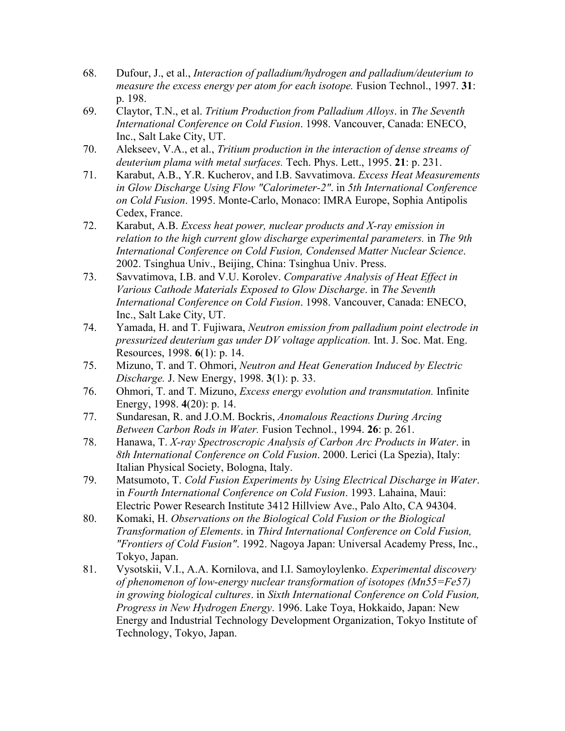68. Dufour, J., et al., *Interaction of palladium/hydrogen and palladium/deuterium to measure the excess energy per atom for each isotope.* Fusion Technol., 1997. **31**: p. 198.
69. Claytor, T.N., et al. *Tritium Production from Palladium Alloys*. in *The Seventh International Conference on Cold Fusion*. 1998. Vancouver, Canada: ENECO, Inc., Salt Lake City, UT.
70. Alekseev, V.A., et al., *Tritium production in the interaction of dense streams of deuterium plama with metal surfaces.* Tech. Phys. Lett., 1995. **21**: p. 231.
71. Karabut, A.B., Y.R. Kucherov, and I.B. Savvatimova. *Excess Heat Measurements in Glow Discharge Using Flow "Calorimeter-2"*. in *5th International Conference on Cold Fusion*. 1995. Monte-Carlo, Monaco: IMRA Europe, Sophia Antipolis Cedex, France.
72. Karabut, A.B. *Excess heat power, nuclear products and X-ray emission in relation to the high current glow discharge experimental parameters.* in *The 9th International Conference on Cold Fusion, Condensed Matter Nuclear Science*. 2002. Tsinghua Univ., Beijing, China: Tsinghua Univ. Press.
73. Savvatimova, I.B. and V.U. Korolev. *Comparative Analysis of Heat Effect in Various Cathode Materials Exposed to Glow Discharge*. in *The Seventh International Conference on Cold Fusion*. 1998. Vancouver, Canada: ENECO, Inc., Salt Lake City, UT.
74. Yamada, H. and T. Fujiwara, *Neutron emission from palladium point electrode in pressurized deuterium gas under DV voltage application.* Int. J. Soc. Mat. Eng. Resources, 1998. **6**(1): p. 14.
75. Mizuno, T. and T. Ohmori, *Neutron and Heat Generation Induced by Electric Discharge.* J. New Energy, 1998. **3**(1): p. 33.
76. Ohmori, T. and T. Mizuno, *Excess energy evolution and transmutation.* Infinite Energy, 1998. **4**(20): p. 14.
77. Sundaresan, R. and J.O.M. Bockris, *Anomalous Reactions During Arcing Between Carbon Rods in Water.* Fusion Technol., 1994. **26**: p. 261.
78. Hanawa, T. *X-ray Spectroscropic Analysis of Carbon Arc Products in Water*. in *8th International Conference on Cold Fusion*. 2000. Lerici (La Spezia), Italy: Italian Physical Society, Bologna, Italy.
79. Matsumoto, T. *Cold Fusion Experiments by Using Electrical Discharge in Water*. in *Fourth International Conference on Cold Fusion*. 1993. Lahaina, Maui: Electric Power Research Institute 3412 Hillview Ave., Palo Alto, CA 94304.
80. Komaki, H. *Observations on the Biological Cold Fusion or the Biological Transformation of Elements*. in *Third International Conference on Cold Fusion, "Frontiers of Cold Fusion"*. 1992. Nagoya Japan: Universal Academy Press, Inc., Tokyo, Japan.
81. Vysotskii, V.I., A.A. Kornilova, and I.I. Samoyloylenko. *Experimental discovery of phenomenon of low-energy nuclear transformation of isotopes (Mn55=Fe57) in growing biological cultures*. in *Sixth International Conference on Cold Fusion, Progress in New Hydrogen Energy*. 1996. Lake Toya, Hokkaido, Japan: New Energy and Industrial Technology Development Organization, Tokyo Institute of Technology, Tokyo, Japan.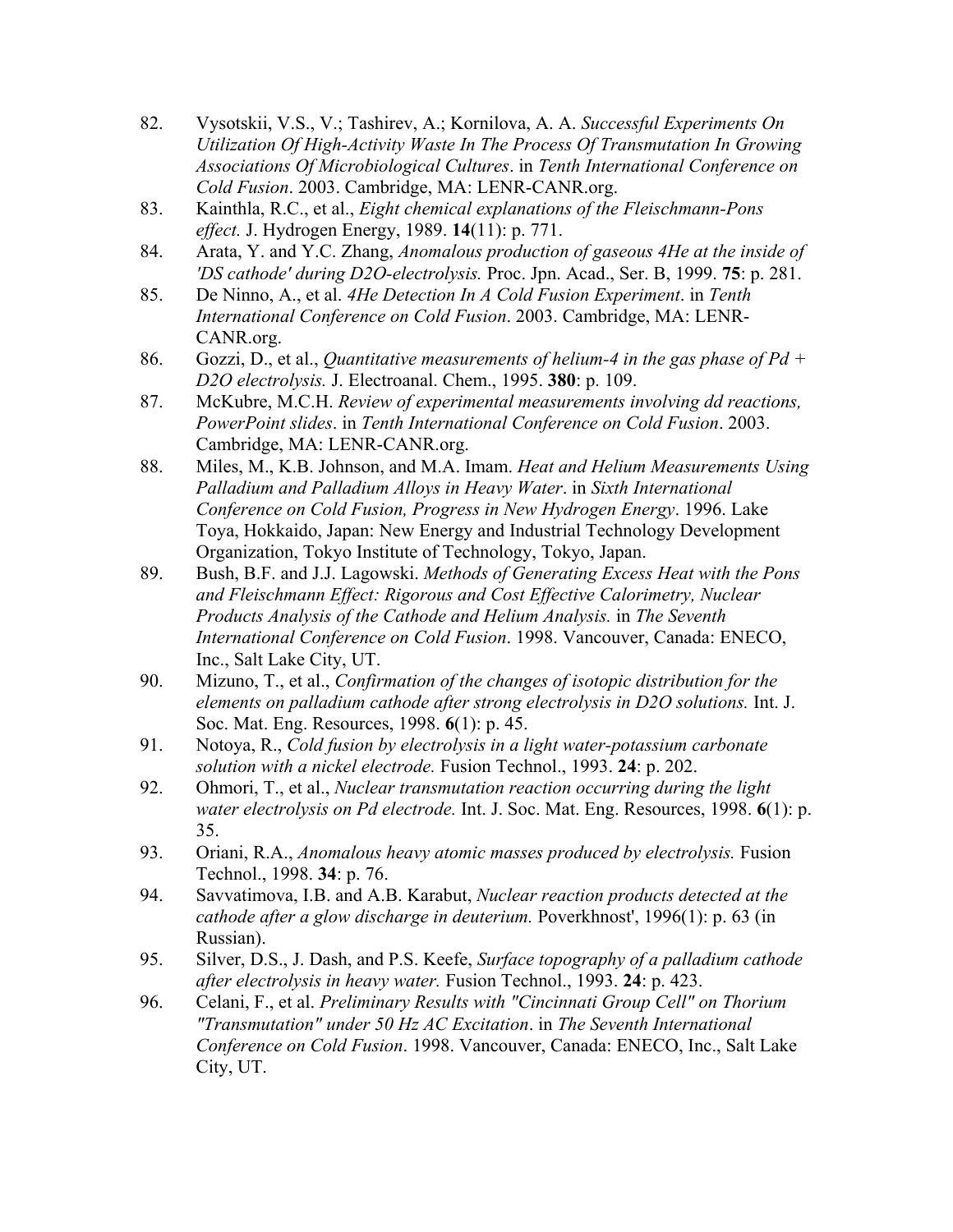82. Vysotskii, V.S., V.; Tashirev, A.; Kornilova, A. A. *Successful Experiments On Utilization Of High-Activity Waste In The Process Of Transmutation In Growing Associations Of Microbiological Cultures*. in *Tenth International Conference on Cold Fusion*. 2003. Cambridge, MA: LENR-CANR.org.
83. Kainthla, R.C., et al., *Eight chemical explanations of the Fleischmann-Pons effect.* J. Hydrogen Energy, 1989. **14**(11): p. 771.
84. Arata, Y. and Y.C. Zhang, *Anomalous production of gaseous 4He at the inside of 'DS cathode' during D2O-electrolysis.* Proc. Jpn. Acad., Ser. B, 1999. **75**: p. 281.
85. De Ninno, A., et al. *4He Detection In A Cold Fusion Experiment*. in *Tenth International Conference on Cold Fusion*. 2003. Cambridge, MA: LENR-CANR.org.
86. Gozzi, D., et al., *Quantitative measurements of helium-4 in the gas phase of Pd + D2O electrolysis.* J. Electroanal. Chem., 1995. **380**: p. 109.
87. McKubre, M.C.H. *Review of experimental measurements involving dd reactions, PowerPoint slides*. in *Tenth International Conference on Cold Fusion*. 2003. Cambridge, MA: LENR-CANR.org.
88. Miles, M., K.B. Johnson, and M.A. Imam. *Heat and Helium Measurements Using Palladium and Palladium Alloys in Heavy Water*. in *Sixth International Conference on Cold Fusion, Progress in New Hydrogen Energy*. 1996. Lake Toya, Hokkaido, Japan: New Energy and Industrial Technology Development Organization, Tokyo Institute of Technology, Tokyo, Japan.
89. Bush, B.F. and J.J. Lagowski. *Methods of Generating Excess Heat with the Pons and Fleischmann Effect: Rigorous and Cost Effective Calorimetry, Nuclear Products Analysis of the Cathode and Helium Analysis.* in *The Seventh International Conference on Cold Fusion*. 1998. Vancouver, Canada: ENECO, Inc., Salt Lake City, UT.
90. Mizuno, T., et al., *Confirmation of the changes of isotopic distribution for the elements on palladium cathode after strong electrolysis in D2O solutions.* Int. J. Soc. Mat. Eng. Resources, 1998. **6**(1): p. 45.
91. Notoya, R., *Cold fusion by electrolysis in a light water-potassium carbonate solution with a nickel electrode.* Fusion Technol., 1993. **24**: p. 202.
92. Ohmori, T., et al., *Nuclear transmutation reaction occurring during the light water electrolysis on Pd electrode.* Int. J. Soc. Mat. Eng. Resources, 1998. **6**(1): p. 35.
93. Oriani, R.A., *Anomalous heavy atomic masses produced by electrolysis.* Fusion Technol., 1998. **34**: p. 76.
94. Savvatimova, I.B. and A.B. Karabut, *Nuclear reaction products detected at the cathode after a glow discharge in deuterium.* Poverkhnost', 1996(1): p. 63 (in Russian).
95. Silver, D.S., J. Dash, and P.S. Keefe, *Surface topography of a palladium cathode after electrolysis in heavy water.* Fusion Technol., 1993. **24**: p. 423.
96. Celani, F., et al. *Preliminary Results with "Cincinnati Group Cell" on Thorium "Transmutation" under 50 Hz AC Excitation*. in *The Seventh International Conference on Cold Fusion*. 1998. Vancouver, Canada: ENECO, Inc., Salt Lake City, UT.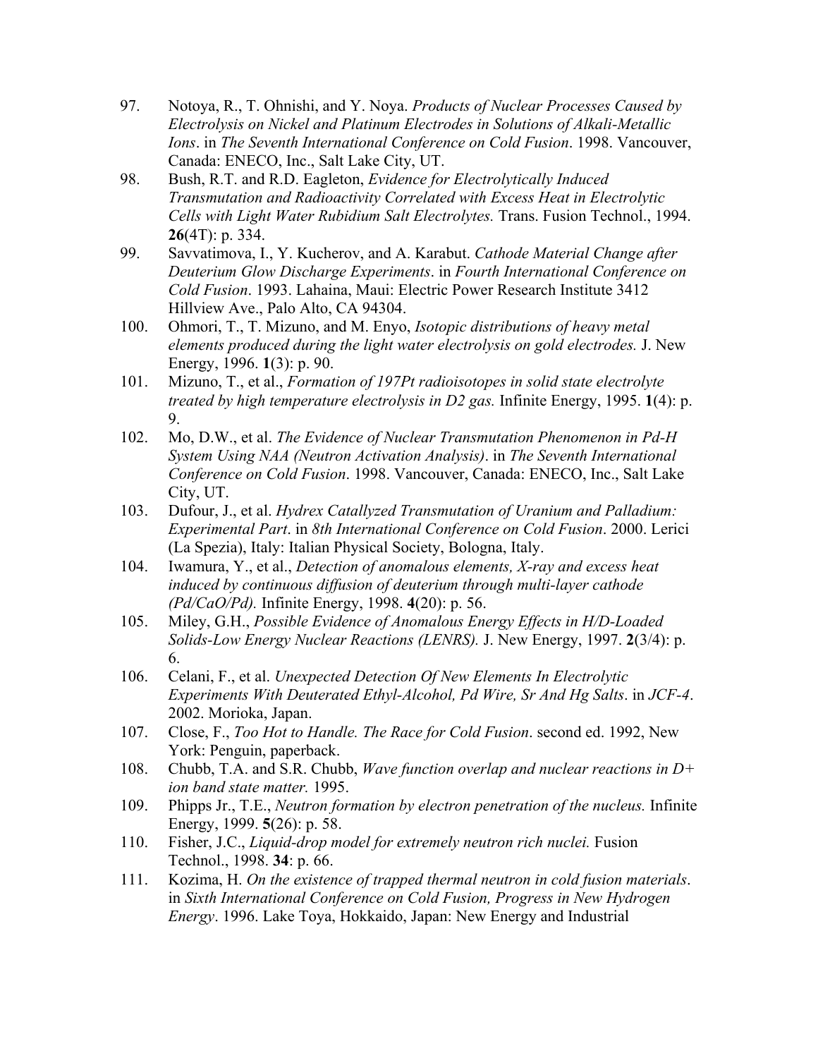97. Notoya, R., T. Ohnishi, and Y. Noya. *Products of Nuclear Processes Caused by Electrolysis on Nickel and Platinum Electrodes in Solutions of Alkali-Metallic Ions*. in *The Seventh International Conference on Cold Fusion*. 1998. Vancouver, Canada: ENECO, Inc., Salt Lake City, UT.
98. Bush, R.T. and R.D. Eagleton, *Evidence for Electrolytically Induced Transmutation and Radioactivity Correlated with Excess Heat in Electrolytic Cells with Light Water Rubidium Salt Electrolytes.* Trans. Fusion Technol., 1994. **26**(4T): p. 334.
99. Savvatimova, I., Y. Kucherov, and A. Karabut. *Cathode Material Change after Deuterium Glow Discharge Experiments*. in *Fourth International Conference on Cold Fusion*. 1993. Lahaina, Maui: Electric Power Research Institute 3412 Hillview Ave., Palo Alto, CA 94304.
100. Ohmori, T., T. Mizuno, and M. Enyo, *Isotopic distributions of heavy metal elements produced during the light water electrolysis on gold electrodes.* J. New Energy, 1996. **1**(3): p. 90.
101. Mizuno, T., et al., *Formation of 197Pt radioisotopes in solid state electrolyte treated by high temperature electrolysis in D2 gas.* Infinite Energy, 1995. **1**(4): p. 9.
102. Mo, D.W., et al. *The Evidence of Nuclear Transmutation Phenomenon in Pd-H System Using NAA (Neutron Activation Analysis)*. in *The Seventh International Conference on Cold Fusion*. 1998. Vancouver, Canada: ENECO, Inc., Salt Lake City, UT.
103. Dufour, J., et al. *Hydrex Catallyzed Transmutation of Uranium and Palladium: Experimental Part*. in *8th International Conference on Cold Fusion*. 2000. Lerici (La Spezia), Italy: Italian Physical Society, Bologna, Italy.
104. Iwamura, Y., et al., *Detection of anomalous elements, X-ray and excess heat induced by continuous diffusion of deuterium through multi-layer cathode (Pd/CaO/Pd).* Infinite Energy, 1998. **4**(20): p. 56.
105. Miley, G.H., *Possible Evidence of Anomalous Energy Effects in H/D-Loaded Solids-Low Energy Nuclear Reactions (LENRS).* J. New Energy, 1997. **2**(3/4): p. 6.
106. Celani, F., et al. *Unexpected Detection Of New Elements In Electrolytic Experiments With Deuterated Ethyl-Alcohol, Pd Wire, Sr And Hg Salts*. in *JCF-4*. 2002. Morioka, Japan.
107. Close, F., *Too Hot to Handle. The Race for Cold Fusion*. second ed. 1992, New York: Penguin, paperback.
108. Chubb, T.A. and S.R. Chubb, *Wave function overlap and nuclear reactions in D+ ion band state matter.* 1995.
109. Phipps Jr., T.E., *Neutron formation by electron penetration of the nucleus.* Infinite Energy, 1999. **5**(26): p. 58.
110. Fisher, J.C., *Liquid-drop model for extremely neutron rich nuclei.* Fusion Technol., 1998. **34**: p. 66.
111. Kozima, H. *On the existence of trapped thermal neutron in cold fusion materials*. in *Sixth International Conference on Cold Fusion, Progress in New Hydrogen Energy*. 1996. Lake Toya, Hokkaido, Japan: New Energy and Industrial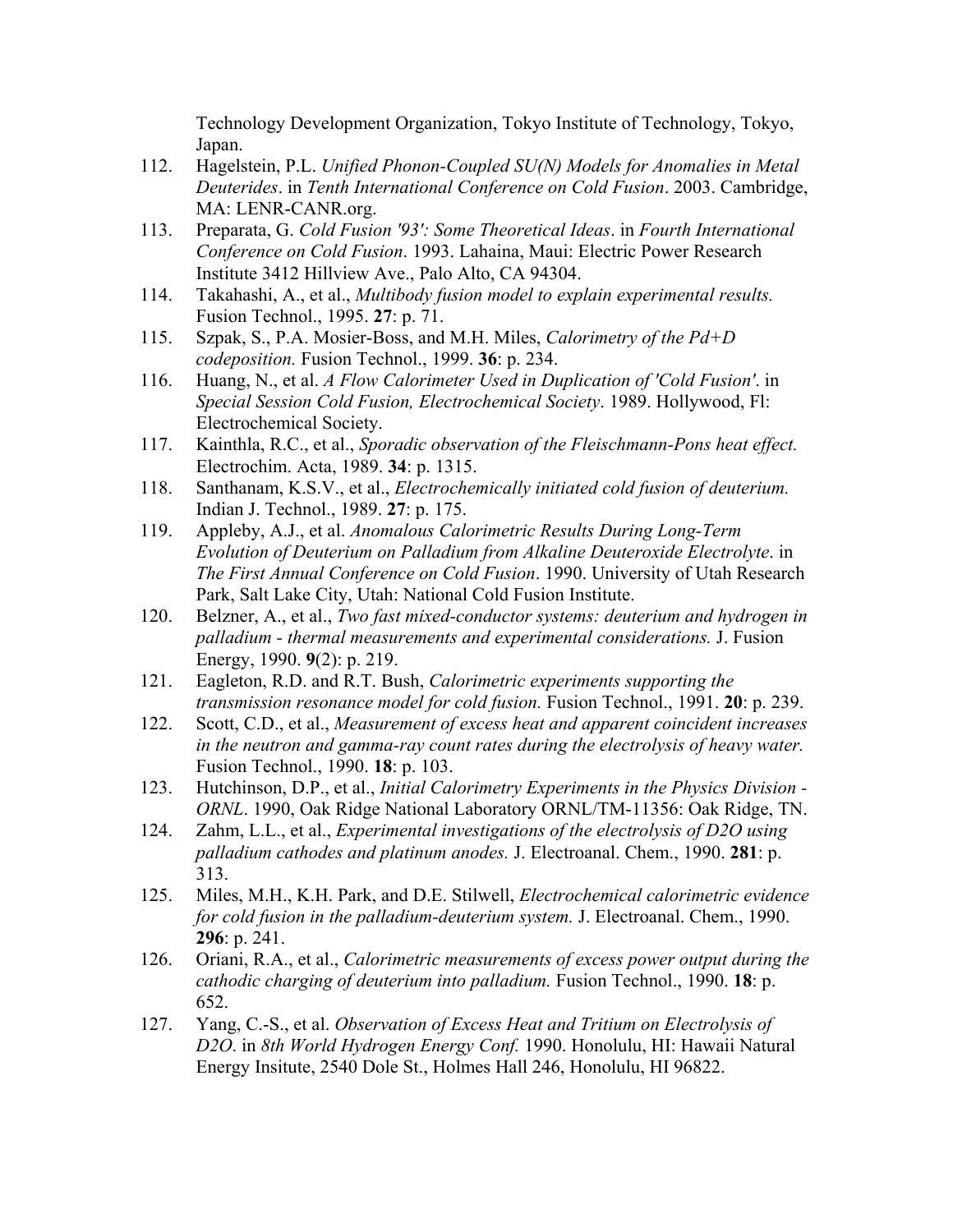Technology Development Organization, Tokyo Institute of Technology, Tokyo, Japan.

112. Hagelstein, P.L. *Unified Phonon-Coupled SU(N) Models for Anomalies in Metal Deuterides*. in *Tenth International Conference on Cold Fusion*. 2003. Cambridge, MA: LENR-CANR.org.

113. Preparata, G. *Cold Fusion '93': Some Theoretical Ideas*. in *Fourth International Conference on Cold Fusion*. 1993. Lahaina, Maui: Electric Power Research Institute 3412 Hillview Ave., Palo Alto, CA 94304.

114. Takahashi, A., et al., *Multibody fusion model to explain experimental results.* Fusion Technol., 1995. **27**: p. 71.

115. Szpak, S., P.A. Mosier-Boss, and M.H. Miles, *Calorimetry of the Pd+D codeposition.* Fusion Technol., 1999. **36**: p. 234.

116. Huang, N., et al. *A Flow Calorimeter Used in Duplication of 'Cold Fusion'*. in *Special Session Cold Fusion, Electrochemical Society*. 1989. Hollywood, Fl: Electrochemical Society.

117. Kainthla, R.C., et al., *Sporadic observation of the Fleischmann-Pons heat effect.* Electrochim. Acta, 1989. **34**: p. 1315.

118. Santhanam, K.S.V., et al., *Electrochemically initiated cold fusion of deuterium.* Indian J. Technol., 1989. **27**: p. 175.

119. Appleby, A.J., et al. *Anomalous Calorimetric Results During Long-Term Evolution of Deuterium on Palladium from Alkaline Deuteroxide Electrolyte*. in *The First Annual Conference on Cold Fusion*. 1990. University of Utah Research Park, Salt Lake City, Utah: National Cold Fusion Institute.

120. Belzner, A., et al., *Two fast mixed-conductor systems: deuterium and hydrogen in palladium - thermal measurements and experimental considerations.* J. Fusion Energy, 1990. **9**(2): p. 219.

121. Eagleton, R.D. and R.T. Bush, *Calorimetric experiments supporting the transmission resonance model for cold fusion.* Fusion Technol., 1991. **20**: p. 239.

122. Scott, C.D., et al., *Measurement of excess heat and apparent coincident increases in the neutron and gamma-ray count rates during the electrolysis of heavy water.* Fusion Technol., 1990. **18**: p. 103.

123. Hutchinson, D.P., et al., *Initial Calorimetry Experiments in the Physics Division - ORNL*. 1990, Oak Ridge National Laboratory ORNL/TM-11356: Oak Ridge, TN.

124. Zahm, L.L., et al., *Experimental investigations of the electrolysis of D2O using palladium cathodes and platinum anodes.* J. Electroanal. Chem., 1990. **281**: p. 313.

125. Miles, M.H., K.H. Park, and D.E. Stilwell, *Electrochemical calorimetric evidence for cold fusion in the palladium-deuterium system.* J. Electroanal. Chem., 1990. **296**: p. 241.

126. Oriani, R.A., et al., *Calorimetric measurements of excess power output during the cathodic charging of deuterium into palladium.* Fusion Technol., 1990. **18**: p. 652.

127. Yang, C.-S., et al. *Observation of Excess Heat and Tritium on Electrolysis of D2O*. in *8th World Hydrogen Energy Conf.* 1990. Honolulu, HI: Hawaii Natural Energy Insitute, 2540 Dole St., Holmes Hall 246, Honolulu, HI 96822.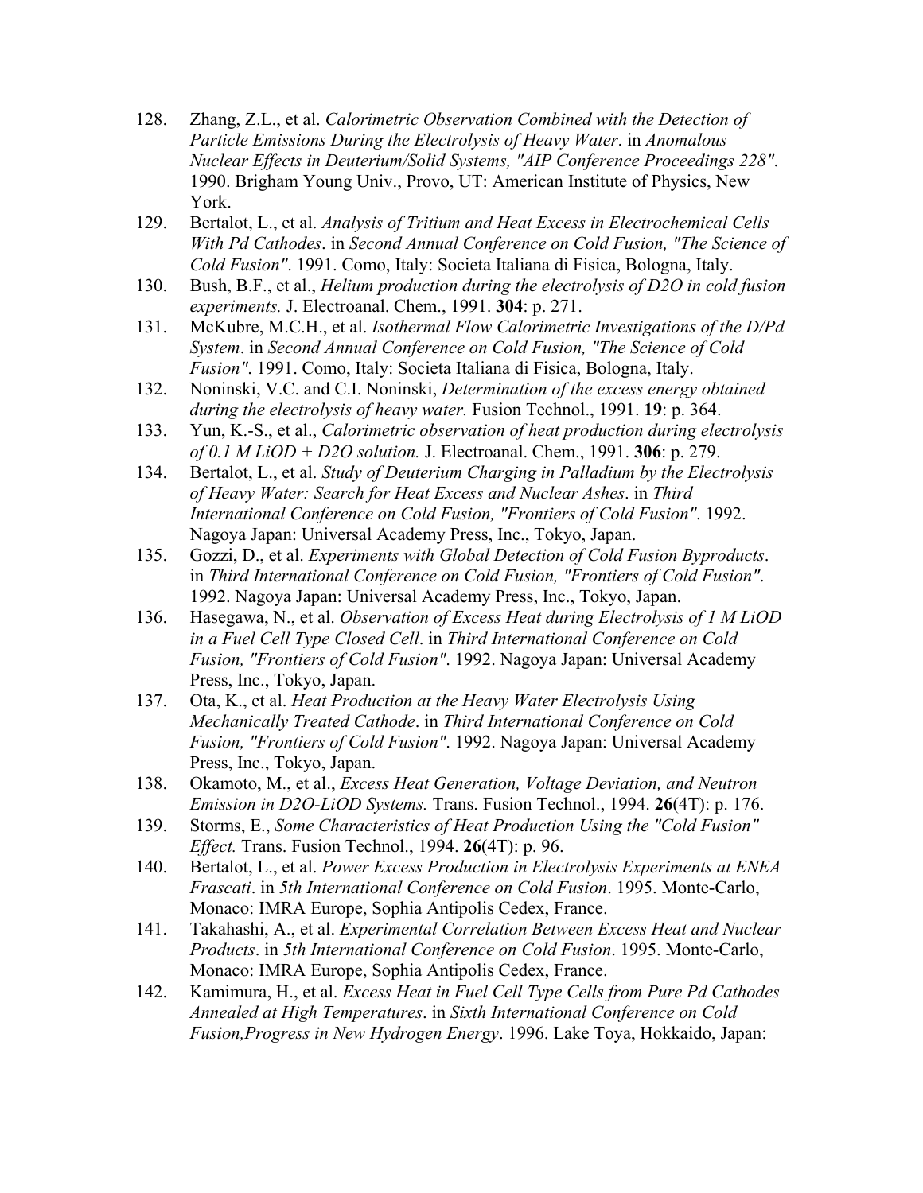128. Zhang, Z.L., et al. *Calorimetric Observation Combined with the Detection of Particle Emissions During the Electrolysis of Heavy Water*. in *Anomalous Nuclear Effects in Deuterium/Solid Systems, "AIP Conference Proceedings 228"*. 1990. Brigham Young Univ., Provo, UT: American Institute of Physics, New York.
129. Bertalot, L., et al. *Analysis of Tritium and Heat Excess in Electrochemical Cells With Pd Cathodes*. in *Second Annual Conference on Cold Fusion, "The Science of Cold Fusion"*. 1991. Como, Italy: Societa Italiana di Fisica, Bologna, Italy.
130. Bush, B.F., et al., *Helium production during the electrolysis of D2O in cold fusion experiments.* J. Electroanal. Chem., 1991. **304**: p. 271.
131. McKubre, M.C.H., et al. *Isothermal Flow Calorimetric Investigations of the D/Pd System*. in *Second Annual Conference on Cold Fusion, "The Science of Cold Fusion"*. 1991. Como, Italy: Societa Italiana di Fisica, Bologna, Italy.
132. Noninski, V.C. and C.I. Noninski, *Determination of the excess energy obtained during the electrolysis of heavy water.* Fusion Technol., 1991. **19**: p. 364.
133. Yun, K.-S., et al., *Calorimetric observation of heat production during electrolysis of 0.1 M LiOD + D2O solution.* J. Electroanal. Chem., 1991. **306**: p. 279.
134. Bertalot, L., et al. *Study of Deuterium Charging in Palladium by the Electrolysis of Heavy Water: Search for Heat Excess and Nuclear Ashes*. in *Third International Conference on Cold Fusion, "Frontiers of Cold Fusion"*. 1992. Nagoya Japan: Universal Academy Press, Inc., Tokyo, Japan.
135. Gozzi, D., et al. *Experiments with Global Detection of Cold Fusion Byproducts*. in *Third International Conference on Cold Fusion, "Frontiers of Cold Fusion"*. 1992. Nagoya Japan: Universal Academy Press, Inc., Tokyo, Japan.
136. Hasegawa, N., et al. *Observation of Excess Heat during Electrolysis of 1 M LiOD in a Fuel Cell Type Closed Cell*. in *Third International Conference on Cold Fusion, "Frontiers of Cold Fusion"*. 1992. Nagoya Japan: Universal Academy Press, Inc., Tokyo, Japan.
137. Ota, K., et al. *Heat Production at the Heavy Water Electrolysis Using Mechanically Treated Cathode*. in *Third International Conference on Cold Fusion, "Frontiers of Cold Fusion"*. 1992. Nagoya Japan: Universal Academy Press, Inc., Tokyo, Japan.
138. Okamoto, M., et al., *Excess Heat Generation, Voltage Deviation, and Neutron Emission in D2O-LiOD Systems.* Trans. Fusion Technol., 1994. **26**(4T): p. 176.
139. Storms, E., *Some Characteristics of Heat Production Using the "Cold Fusion" Effect.* Trans. Fusion Technol., 1994. **26**(4T): p. 96.
140. Bertalot, L., et al. *Power Excess Production in Electrolysis Experiments at ENEA Frascati*. in *5th International Conference on Cold Fusion*. 1995. Monte-Carlo, Monaco: IMRA Europe, Sophia Antipolis Cedex, France.
141. Takahashi, A., et al. *Experimental Correlation Between Excess Heat and Nuclear Products*. in *5th International Conference on Cold Fusion*. 1995. Monte-Carlo, Monaco: IMRA Europe, Sophia Antipolis Cedex, France.
142. Kamimura, H., et al. *Excess Heat in Fuel Cell Type Cells from Pure Pd Cathodes Annealed at High Temperatures*. in *Sixth International Conference on Cold Fusion,Progress in New Hydrogen Energy*. 1996. Lake Toya, Hokkaido, Japan: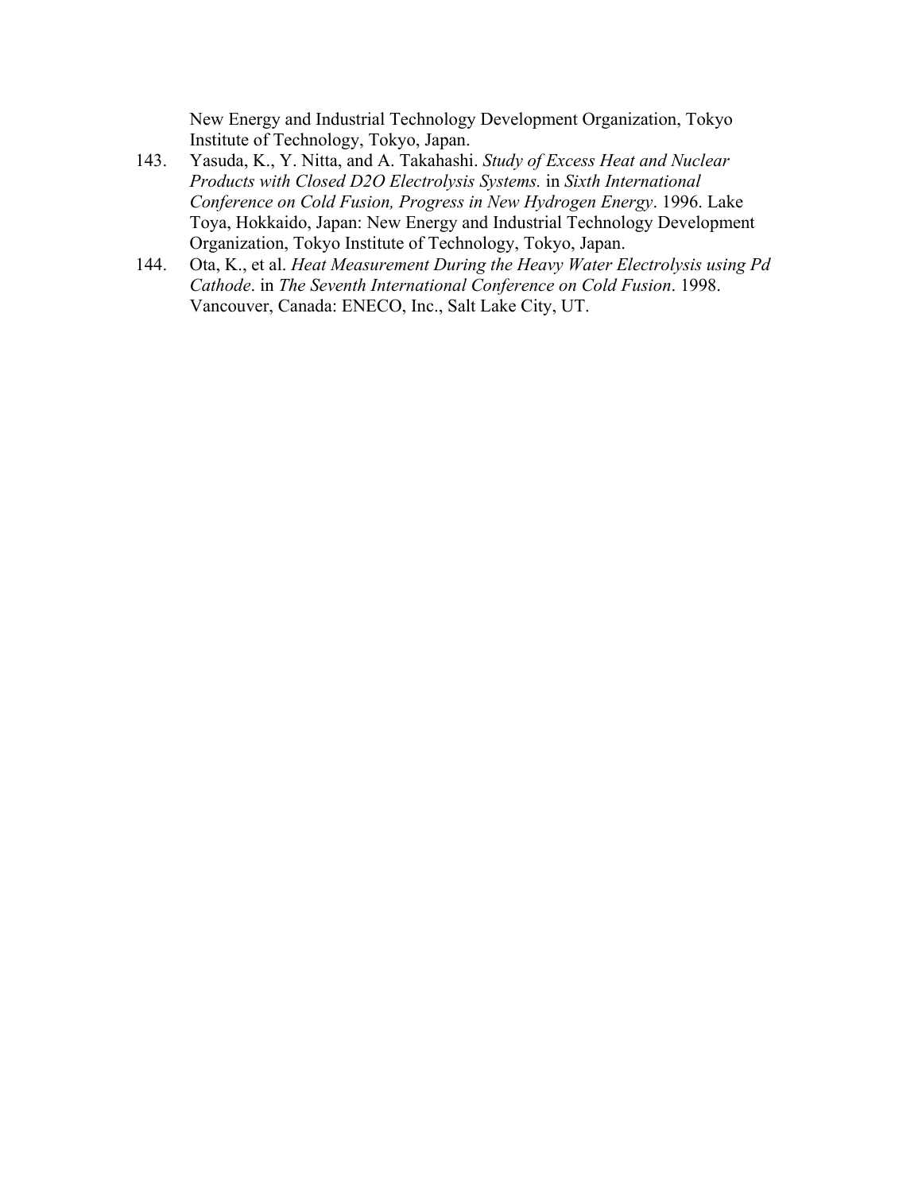New Energy and Industrial Technology Development Organization, Tokyo Institute of Technology, Tokyo, Japan.

143. Yasuda, K., Y. Nitta, and A. Takahashi. *Study of Excess Heat and Nuclear Products with Closed D2O Electrolysis Systems.* in *Sixth International Conference on Cold Fusion, Progress in New Hydrogen Energy*. 1996. Lake Toya, Hokkaido, Japan: New Energy and Industrial Technology Development Organization, Tokyo Institute of Technology, Tokyo, Japan.
144. Ota, K., et al. *Heat Measurement During the Heavy Water Electrolysis using Pd Cathode*. in *The Seventh International Conference on Cold Fusion*. 1998. Vancouver, Canada: ENECO, Inc., Salt Lake City, UT.